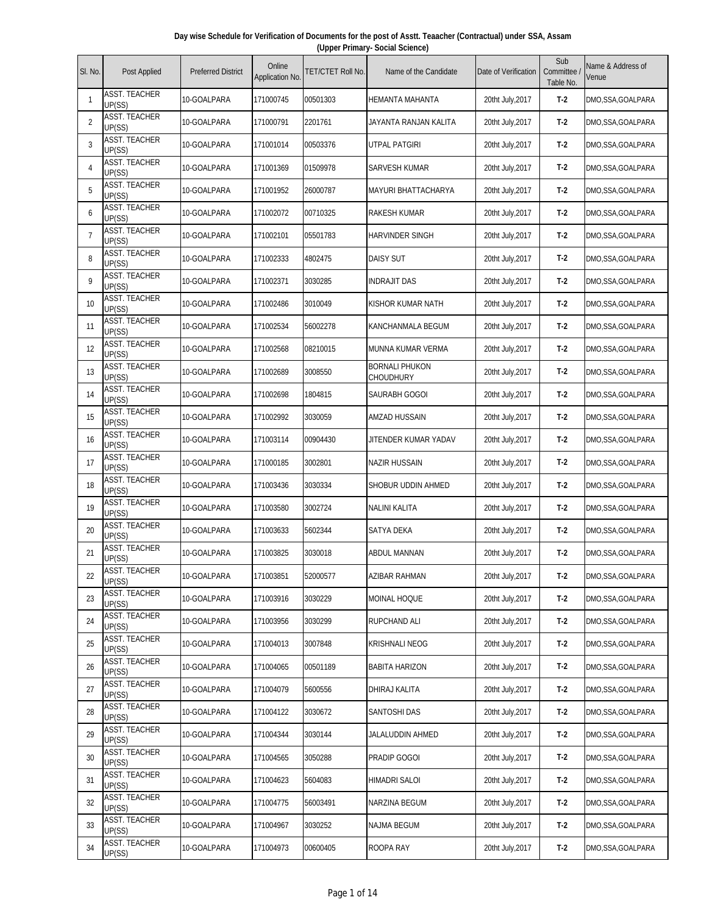**Day wise Schedule for Verification of Documents for the post of Asstt. Teaacher (Contractual) under SSA, Assam (Upper Primary- Social Science)**

| Sl. No. | Post Applied | Preferred District | Online Application No. | TET/CTET Roll No. | Name of the Candidate | Date of Verification | Sub Committee / Table No. | Name & Address of Venue |
|---|---|---|---|---|---|---|---|---|
| 1 | ASST. TEACHER UP(SS) | 10-GOALPARA | 171000745 | 00501303 | HEMANTA MAHANTA | 20tht July,2017 | T-2 | DMO,SSA,GOALPARA |
| 2 | ASST. TEACHER UP(SS) | 10-GOALPARA | 171000791 | 2201761 | JAYANTA RANJAN KALITA | 20tht July,2017 | T-2 | DMO,SSA,GOALPARA |
| 3 | ASST. TEACHER UP(SS) | 10-GOALPARA | 171001014 | 00503376 | UTPAL PATGIRI | 20tht July,2017 | T-2 | DMO,SSA,GOALPARA |
| 4 | ASST. TEACHER UP(SS) | 10-GOALPARA | 171001369 | 01509978 | SARVESH KUMAR | 20tht July,2017 | T-2 | DMO,SSA,GOALPARA |
| 5 | ASST. TEACHER UP(SS) | 10-GOALPARA | 171001952 | 26000787 | MAYURI BHATTACHARYA | 20tht July,2017 | T-2 | DMO,SSA,GOALPARA |
| 6 | ASST. TEACHER UP(SS) | 10-GOALPARA | 171002072 | 00710325 | RAKESH KUMAR | 20tht July,2017 | T-2 | DMO,SSA,GOALPARA |
| 7 | ASST. TEACHER UP(SS) | 10-GOALPARA | 171002101 | 05501783 | HARVINDER SINGH | 20tht July,2017 | T-2 | DMO,SSA,GOALPARA |
| 8 | ASST. TEACHER UP(SS) | 10-GOALPARA | 171002333 | 4802475 | DAISY SUT | 20tht July,2017 | T-2 | DMO,SSA,GOALPARA |
| 9 | ASST. TEACHER UP(SS) | 10-GOALPARA | 171002371 | 3030285 | INDRAJIT DAS | 20tht July,2017 | T-2 | DMO,SSA,GOALPARA |
| 10 | ASST. TEACHER UP(SS) | 10-GOALPARA | 171002486 | 3010049 | KISHOR KUMAR NATH | 20tht July,2017 | T-2 | DMO,SSA,GOALPARA |
| 11 | ASST. TEACHER UP(SS) | 10-GOALPARA | 171002534 | 56002278 | KANCHANMALA BEGUM | 20tht July,2017 | T-2 | DMO,SSA,GOALPARA |
| 12 | ASST. TEACHER UP(SS) | 10-GOALPARA | 171002568 | 08210015 | MUNNA KUMAR VERMA | 20tht July,2017 | T-2 | DMO,SSA,GOALPARA |
| 13 | ASST. TEACHER UP(SS) | 10-GOALPARA | 171002689 | 3008550 | BORNALI PHUKON CHOUDHURY | 20tht July,2017 | T-2 | DMO,SSA,GOALPARA |
| 14 | ASST. TEACHER UP(SS) | 10-GOALPARA | 171002698 | 1804815 | SAURABH GOGOI | 20tht July,2017 | T-2 | DMO,SSA,GOALPARA |
| 15 | ASST. TEACHER UP(SS) | 10-GOALPARA | 171002992 | 3030059 | AMZAD HUSSAIN | 20tht July,2017 | T-2 | DMO,SSA,GOALPARA |
| 16 | ASST. TEACHER UP(SS) | 10-GOALPARA | 171003114 | 00904430 | JITENDER KUMAR YADAV | 20tht July,2017 | T-2 | DMO,SSA,GOALPARA |
| 17 | ASST. TEACHER UP(SS) | 10-GOALPARA | 171000185 | 3002801 | NAZIR HUSSAIN | 20tht July,2017 | T-2 | DMO,SSA,GOALPARA |
| 18 | ASST. TEACHER UP(SS) | 10-GOALPARA | 171003436 | 3030334 | SHOBUR UDDIN AHMED | 20tht July,2017 | T-2 | DMO,SSA,GOALPARA |
| 19 | ASST. TEACHER UP(SS) | 10-GOALPARA | 171003580 | 3002724 | NALINI KALITA | 20tht July,2017 | T-2 | DMO,SSA,GOALPARA |
| 20 | ASST. TEACHER UP(SS) | 10-GOALPARA | 171003633 | 5602344 | SATYA DEKA | 20tht July,2017 | T-2 | DMO,SSA,GOALPARA |
| 21 | ASST. TEACHER UP(SS) | 10-GOALPARA | 171003825 | 3030018 | ABDUL MANNAN | 20tht July,2017 | T-2 | DMO,SSA,GOALPARA |
| 22 | ASST. TEACHER UP(SS) | 10-GOALPARA | 171003851 | 52000577 | AZIBAR RAHMAN | 20tht July,2017 | T-2 | DMO,SSA,GOALPARA |
| 23 | ASST. TEACHER UP(SS) | 10-GOALPARA | 171003916 | 3030229 | MOINAL HOQUE | 20tht July,2017 | T-2 | DMO,SSA,GOALPARA |
| 24 | ASST. TEACHER UP(SS) | 10-GOALPARA | 171003956 | 3030299 | RUPCHAND ALI | 20tht July,2017 | T-2 | DMO,SSA,GOALPARA |
| 25 | ASST. TEACHER UP(SS) | 10-GOALPARA | 171004013 | 3007848 | KRISHNALI NEOG | 20tht July,2017 | T-2 | DMO,SSA,GOALPARA |
| 26 | ASST. TEACHER UP(SS) | 10-GOALPARA | 171004065 | 00501189 | BABITA HARIZON | 20tht July,2017 | T-2 | DMO,SSA,GOALPARA |
| 27 | ASST. TEACHER UP(SS) | 10-GOALPARA | 171004079 | 5600556 | DHIRAJ KALITA | 20tht July,2017 | T-2 | DMO,SSA,GOALPARA |
| 28 | ASST. TEACHER UP(SS) | 10-GOALPARA | 171004122 | 3030672 | SANTOSHI DAS | 20tht July,2017 | T-2 | DMO,SSA,GOALPARA |
| 29 | ASST. TEACHER UP(SS) | 10-GOALPARA | 171004344 | 3030144 | JALALUDDIN AHMED | 20tht July,2017 | T-2 | DMO,SSA,GOALPARA |
| 30 | ASST. TEACHER UP(SS) | 10-GOALPARA | 171004565 | 3050288 | PRADIP GOGOI | 20tht July,2017 | T-2 | DMO,SSA,GOALPARA |
| 31 | ASST. TEACHER UP(SS) | 10-GOALPARA | 171004623 | 5604083 | HIMADRI SALOI | 20tht July,2017 | T-2 | DMO,SSA,GOALPARA |
| 32 | ASST. TEACHER UP(SS) | 10-GOALPARA | 171004775 | 56003491 | NARZINA BEGUM | 20tht July,2017 | T-2 | DMO,SSA,GOALPARA |
| 33 | ASST. TEACHER UP(SS) | 10-GOALPARA | 171004967 | 3030252 | NAJMA BEGUM | 20tht July,2017 | T-2 | DMO,SSA,GOALPARA |
| 34 | ASST. TEACHER UP(SS) | 10-GOALPARA | 171004973 | 00600405 | ROOPA RAY | 20tht July,2017 | T-2 | DMO,SSA,GOALPARA |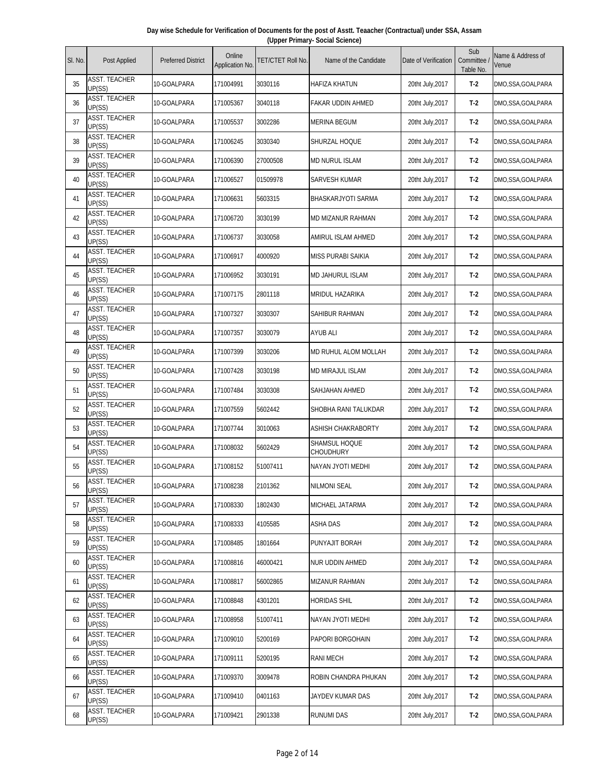**Day wise Schedule for Verification of Documents for the post of Asstt. Teaacher (Contractual) under SSA, Assam (Upper Primary- Social Science)**

| Sl. No. | Post Applied | Preferred District | Online Application No. | TET/CTET Roll No. | Name of the Candidate | Date of Verification | Sub Committee / Table No. | Name & Address of Venue |
|---|---|---|---|---|---|---|---|---|
| 35 | ASST. TEACHER UP(SS) | 10-GOALPARA | 171004991 | 3030116 | HAFIZA KHATUN | 20tht July,2017 | T-2 | DMO,SSA,GOALPARA |
| 36 | ASST. TEACHER UP(SS) | 10-GOALPARA | 171005367 | 3040118 | FAKAR UDDIN AHMED | 20tht July,2017 | T-2 | DMO,SSA,GOALPARA |
| 37 | ASST. TEACHER UP(SS) | 10-GOALPARA | 171005537 | 3002286 | MERINA BEGUM | 20tht July,2017 | T-2 | DMO,SSA,GOALPARA |
| 38 | ASST. TEACHER UP(SS) | 10-GOALPARA | 171006245 | 3030340 | SHURZAL HOQUE | 20tht July,2017 | T-2 | DMO,SSA,GOALPARA |
| 39 | ASST. TEACHER UP(SS) | 10-GOALPARA | 171006390 | 27000508 | MD NURUL ISLAM | 20tht July,2017 | T-2 | DMO,SSA,GOALPARA |
| 40 | ASST. TEACHER UP(SS) | 10-GOALPARA | 171006527 | 01509978 | SARVESH KUMAR | 20tht July,2017 | T-2 | DMO,SSA,GOALPARA |
| 41 | ASST. TEACHER UP(SS) | 10-GOALPARA | 171006631 | 5603315 | BHASKARJYOTI SARMA | 20tht July,2017 | T-2 | DMO,SSA,GOALPARA |
| 42 | ASST. TEACHER UP(SS) | 10-GOALPARA | 171006720 | 3030199 | MD MIZANUR RAHMAN | 20tht July,2017 | T-2 | DMO,SSA,GOALPARA |
| 43 | ASST. TEACHER UP(SS) | 10-GOALPARA | 171006737 | 3030058 | AMIRUL ISLAM AHMED | 20tht July,2017 | T-2 | DMO,SSA,GOALPARA |
| 44 | ASST. TEACHER UP(SS) | 10-GOALPARA | 171006917 | 4000920 | MISS PURABI SAIKIA | 20tht July,2017 | T-2 | DMO,SSA,GOALPARA |
| 45 | ASST. TEACHER UP(SS) | 10-GOALPARA | 171006952 | 3030191 | MD JAHURUL ISLAM | 20tht July,2017 | T-2 | DMO,SSA,GOALPARA |
| 46 | ASST. TEACHER UP(SS) | 10-GOALPARA | 171007175 | 2801118 | MRIDUL HAZARIKA | 20tht July,2017 | T-2 | DMO,SSA,GOALPARA |
| 47 | ASST. TEACHER UP(SS) | 10-GOALPARA | 171007327 | 3030307 | SAHIBUR RAHMAN | 20tht July,2017 | T-2 | DMO,SSA,GOALPARA |
| 48 | ASST. TEACHER UP(SS) | 10-GOALPARA | 171007357 | 3030079 | AYUB ALI | 20tht July,2017 | T-2 | DMO,SSA,GOALPARA |
| 49 | ASST. TEACHER UP(SS) | 10-GOALPARA | 171007399 | 3030206 | MD RUHUL ALOM MOLLAH | 20tht July,2017 | T-2 | DMO,SSA,GOALPARA |
| 50 | ASST. TEACHER UP(SS) | 10-GOALPARA | 171007428 | 3030198 | MD MIRAJUL ISLAM | 20tht July,2017 | T-2 | DMO,SSA,GOALPARA |
| 51 | ASST. TEACHER UP(SS) | 10-GOALPARA | 171007484 | 3030308 | SAHJAHAN AHMED | 20tht July,2017 | T-2 | DMO,SSA,GOALPARA |
| 52 | ASST. TEACHER UP(SS) | 10-GOALPARA | 171007559 | 5602442 | SHOBHA RANI TALUKDAR | 20tht July,2017 | T-2 | DMO,SSA,GOALPARA |
| 53 | ASST. TEACHER UP(SS) | 10-GOALPARA | 171007744 | 3010063 | ASHISH CHAKRABORTY | 20tht July,2017 | T-2 | DMO,SSA,GOALPARA |
| 54 | ASST. TEACHER UP(SS) | 10-GOALPARA | 171008032 | 5602429 | SHAMSUL HOQUE CHOUDHURY | 20tht July,2017 | T-2 | DMO,SSA,GOALPARA |
| 55 | ASST. TEACHER UP(SS) | 10-GOALPARA | 171008152 | 51007411 | NAYAN JYOTI MEDHI | 20tht July,2017 | T-2 | DMO,SSA,GOALPARA |
| 56 | ASST. TEACHER UP(SS) | 10-GOALPARA | 171008238 | 2101362 | NILMONI SEAL | 20tht July,2017 | T-2 | DMO,SSA,GOALPARA |
| 57 | ASST. TEACHER UP(SS) | 10-GOALPARA | 171008330 | 1802430 | MICHAEL JATARMA | 20tht July,2017 | T-2 | DMO,SSA,GOALPARA |
| 58 | ASST. TEACHER UP(SS) | 10-GOALPARA | 171008333 | 4105585 | ASHA DAS | 20tht July,2017 | T-2 | DMO,SSA,GOALPARA |
| 59 | ASST. TEACHER UP(SS) | 10-GOALPARA | 171008485 | 1801664 | PUNYAJIT BORAH | 20tht July,2017 | T-2 | DMO,SSA,GOALPARA |
| 60 | ASST. TEACHER UP(SS) | 10-GOALPARA | 171008816 | 46000421 | NUR UDDIN AHMED | 20tht July,2017 | T-2 | DMO,SSA,GOALPARA |
| 61 | ASST. TEACHER UP(SS) | 10-GOALPARA | 171008817 | 56002865 | MIZANUR RAHMAN | 20tht July,2017 | T-2 | DMO,SSA,GOALPARA |
| 62 | ASST. TEACHER UP(SS) | 10-GOALPARA | 171008848 | 4301201 | HORIDAS SHIL | 20tht July,2017 | T-2 | DMO,SSA,GOALPARA |
| 63 | ASST. TEACHER UP(SS) | 10-GOALPARA | 171008958 | 51007411 | NAYAN JYOTI MEDHI | 20tht July,2017 | T-2 | DMO,SSA,GOALPARA |
| 64 | ASST. TEACHER UP(SS) | 10-GOALPARA | 171009010 | 5200169 | PAPORI BORGOHAIN | 20tht July,2017 | T-2 | DMO,SSA,GOALPARA |
| 65 | ASST. TEACHER UP(SS) | 10-GOALPARA | 171009111 | 5200195 | RANI MECH | 20tht July,2017 | T-2 | DMO,SSA,GOALPARA |
| 66 | ASST. TEACHER UP(SS) | 10-GOALPARA | 171009370 | 3009478 | ROBIN CHANDRA PHUKAN | 20tht July,2017 | T-2 | DMO,SSA,GOALPARA |
| 67 | ASST. TEACHER UP(SS) | 10-GOALPARA | 171009410 | 0401163 | JAYDEV KUMAR DAS | 20tht July,2017 | T-2 | DMO,SSA,GOALPARA |
| 68 | ASST. TEACHER UP(SS) | 10-GOALPARA | 171009421 | 2901338 | RUNUMI DAS | 20tht July,2017 | T-2 | DMO,SSA,GOALPARA |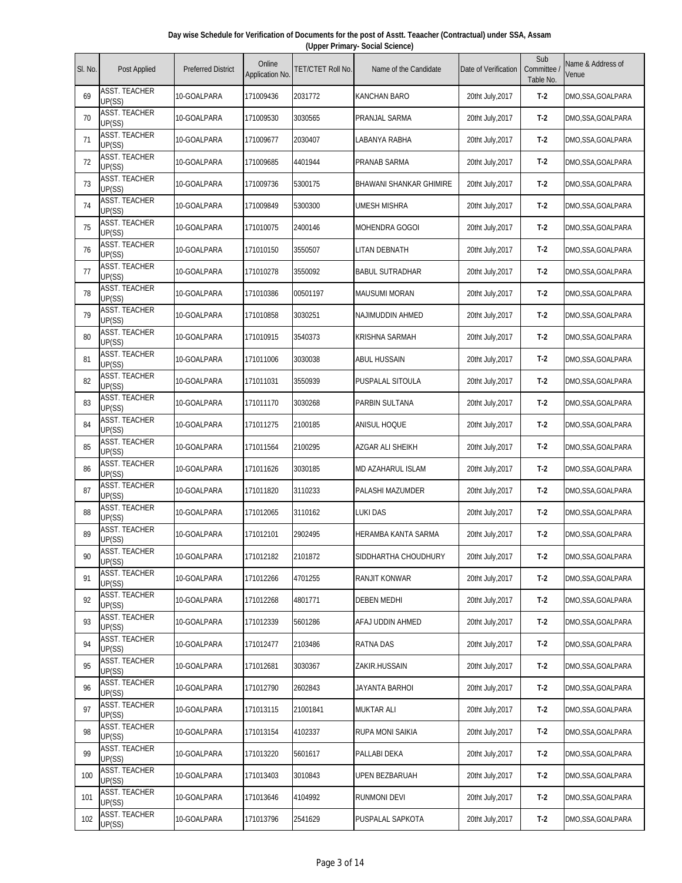**Day wise Schedule for Verification of Documents for the post of Asstt. Teaacher (Contractual) under SSA, Assam (Upper Primary- Social Science)**

| Sl. No. | Post Applied | Preferred District | Online Application No. | TET/CTET Roll No. | Name of the Candidate | Date of Verification | Sub Committee / Table No. | Name & Address of Venue |
|---|---|---|---|---|---|---|---|---|
| 69 | ASST. TEACHER UP(SS) | 10-GOALPARA | 171009436 | 2031772 | KANCHAN BARO | 20tht July,2017 | T-2 | DMO,SSA,GOALPARA |
| 70 | ASST. TEACHER UP(SS) | 10-GOALPARA | 171009530 | 3030565 | PRANJAL SARMA | 20tht July,2017 | T-2 | DMO,SSA,GOALPARA |
| 71 | ASST. TEACHER UP(SS) | 10-GOALPARA | 171009677 | 2030407 | LABANYA RABHA | 20tht July,2017 | T-2 | DMO,SSA,GOALPARA |
| 72 | ASST. TEACHER UP(SS) | 10-GOALPARA | 171009685 | 4401944 | PRANAB SARMA | 20tht July,2017 | T-2 | DMO,SSA,GOALPARA |
| 73 | ASST. TEACHER UP(SS) | 10-GOALPARA | 171009736 | 5300175 | BHAWANI SHANKAR GHIMIRE | 20tht July,2017 | T-2 | DMO,SSA,GOALPARA |
| 74 | ASST. TEACHER UP(SS) | 10-GOALPARA | 171009849 | 5300300 | UMESH MISHRA | 20tht July,2017 | T-2 | DMO,SSA,GOALPARA |
| 75 | ASST. TEACHER UP(SS) | 10-GOALPARA | 171010075 | 2400146 | MOHENDRA GOGOI | 20tht July,2017 | T-2 | DMO,SSA,GOALPARA |
| 76 | ASST. TEACHER UP(SS) | 10-GOALPARA | 171010150 | 3550507 | LITAN DEBNATH | 20tht July,2017 | T-2 | DMO,SSA,GOALPARA |
| 77 | ASST. TEACHER UP(SS) | 10-GOALPARA | 171010278 | 3550092 | BABUL SUTRADHAR | 20tht July,2017 | T-2 | DMO,SSA,GOALPARA |
| 78 | ASST. TEACHER UP(SS) | 10-GOALPARA | 171010386 | 00501197 | MAUSUMI MORAN | 20tht July,2017 | T-2 | DMO,SSA,GOALPARA |
| 79 | ASST. TEACHER UP(SS) | 10-GOALPARA | 171010858 | 3030251 | NAJIMUDDIN AHMED | 20tht July,2017 | T-2 | DMO,SSA,GOALPARA |
| 80 | ASST. TEACHER UP(SS) | 10-GOALPARA | 171010915 | 3540373 | KRISHNA SARMAH | 20tht July,2017 | T-2 | DMO,SSA,GOALPARA |
| 81 | ASST. TEACHER UP(SS) | 10-GOALPARA | 171011006 | 3030038 | ABUL HUSSAIN | 20tht July,2017 | T-2 | DMO,SSA,GOALPARA |
| 82 | ASST. TEACHER UP(SS) | 10-GOALPARA | 171011031 | 3550939 | PUSPALAL SITOULA | 20tht July,2017 | T-2 | DMO,SSA,GOALPARA |
| 83 | ASST. TEACHER UP(SS) | 10-GOALPARA | 171011170 | 3030268 | PARBIN SULTANA | 20tht July,2017 | T-2 | DMO,SSA,GOALPARA |
| 84 | ASST. TEACHER UP(SS) | 10-GOALPARA | 171011275 | 2100185 | ANISUL HOQUE | 20tht July,2017 | T-2 | DMO,SSA,GOALPARA |
| 85 | ASST. TEACHER UP(SS) | 10-GOALPARA | 171011564 | 2100295 | AZGAR ALI SHEIKH | 20tht July,2017 | T-2 | DMO,SSA,GOALPARA |
| 86 | ASST. TEACHER UP(SS) | 10-GOALPARA | 171011626 | 3030185 | MD AZAHARUL ISLAM | 20tht July,2017 | T-2 | DMO,SSA,GOALPARA |
| 87 | ASST. TEACHER UP(SS) | 10-GOALPARA | 171011820 | 3110233 | PALASHI MAZUMDER | 20tht July,2017 | T-2 | DMO,SSA,GOALPARA |
| 88 | ASST. TEACHER UP(SS) | 10-GOALPARA | 171012065 | 3110162 | LUKI DAS | 20tht July,2017 | T-2 | DMO,SSA,GOALPARA |
| 89 | ASST. TEACHER UP(SS) | 10-GOALPARA | 171012101 | 2902495 | HERAMBA KANTA SARMA | 20tht July,2017 | T-2 | DMO,SSA,GOALPARA |
| 90 | ASST. TEACHER UP(SS) | 10-GOALPARA | 171012182 | 2101872 | SIDDHARTHA CHOUDHURY | 20tht July,2017 | T-2 | DMO,SSA,GOALPARA |
| 91 | ASST. TEACHER UP(SS) | 10-GOALPARA | 171012266 | 4701255 | RANJIT KONWAR | 20tht July,2017 | T-2 | DMO,SSA,GOALPARA |
| 92 | ASST. TEACHER UP(SS) | 10-GOALPARA | 171012268 | 4801771 | DEBEN MEDHI | 20tht July,2017 | T-2 | DMO,SSA,GOALPARA |
| 93 | ASST. TEACHER UP(SS) | 10-GOALPARA | 171012339 | 5601286 | AFAJ UDDIN AHMED | 20tht July,2017 | T-2 | DMO,SSA,GOALPARA |
| 94 | ASST. TEACHER UP(SS) | 10-GOALPARA | 171012477 | 2103486 | RATNA DAS | 20tht July,2017 | T-2 | DMO,SSA,GOALPARA |
| 95 | ASST. TEACHER UP(SS) | 10-GOALPARA | 171012681 | 3030367 | ZAKIR.HUSSAIN | 20tht July,2017 | T-2 | DMO,SSA,GOALPARA |
| 96 | ASST. TEACHER UP(SS) | 10-GOALPARA | 171012790 | 2602843 | JAYANTA BARHOI | 20tht July,2017 | T-2 | DMO,SSA,GOALPARA |
| 97 | ASST. TEACHER UP(SS) | 10-GOALPARA | 171013115 | 21001841 | MUKTAR ALI | 20tht July,2017 | T-2 | DMO,SSA,GOALPARA |
| 98 | ASST. TEACHER UP(SS) | 10-GOALPARA | 171013154 | 4102337 | RUPA MONI SAIKIA | 20tht July,2017 | T-2 | DMO,SSA,GOALPARA |
| 99 | ASST. TEACHER UP(SS) | 10-GOALPARA | 171013220 | 5601617 | PALLABI DEKA | 20tht July,2017 | T-2 | DMO,SSA,GOALPARA |
| 100 | ASST. TEACHER UP(SS) | 10-GOALPARA | 171013403 | 3010843 | UPEN BEZBARUAH | 20tht July,2017 | T-2 | DMO,SSA,GOALPARA |
| 101 | ASST. TEACHER UP(SS) | 10-GOALPARA | 171013646 | 4104992 | RUNMONI DEVI | 20tht July,2017 | T-2 | DMO,SSA,GOALPARA |
| 102 | ASST. TEACHER UP(SS) | 10-GOALPARA | 171013796 | 2541629 | PUSPALAL SAPKOTA | 20tht July,2017 | T-2 | DMO,SSA,GOALPARA |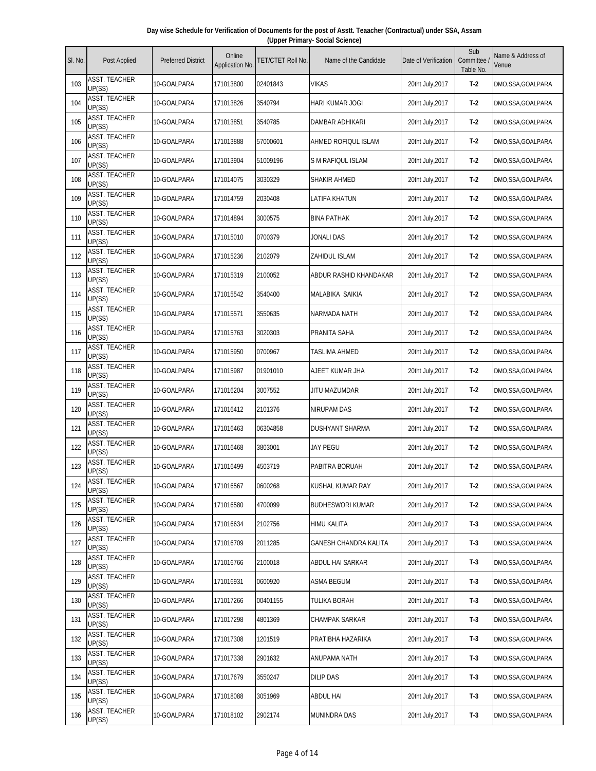**Day wise Schedule for Verification of Documents for the post of Asstt. Teaacher (Contractual) under SSA, Assam (Upper Primary- Social Science)**

| Sl. No. | Post Applied | Preferred District | Online Application No. | TET/CTET Roll No. | Name of the Candidate | Date of Verification | Sub Committee / Table No. | Name & Address of Venue |
|---|---|---|---|---|---|---|---|---|
| 103 | ASST. TEACHER UP(SS) | 10-GOALPARA | 171013800 | 02401843 | VIKAS | 20tht July,2017 | T-2 | DMO,SSA,GOALPARA |
| 104 | ASST. TEACHER UP(SS) | 10-GOALPARA | 171013826 | 3540794 | HARI KUMAR JOGI | 20tht July,2017 | T-2 | DMO,SSA,GOALPARA |
| 105 | ASST. TEACHER UP(SS) | 10-GOALPARA | 171013851 | 3540785 | DAMBAR ADHIKARI | 20tht July,2017 | T-2 | DMO,SSA,GOALPARA |
| 106 | ASST. TEACHER UP(SS) | 10-GOALPARA | 171013888 | 57000601 | AHMED ROFIQUL ISLAM | 20tht July,2017 | T-2 | DMO,SSA,GOALPARA |
| 107 | ASST. TEACHER UP(SS) | 10-GOALPARA | 171013904 | 51009196 | S M RAFIQUL ISLAM | 20tht July,2017 | T-2 | DMO,SSA,GOALPARA |
| 108 | ASST. TEACHER UP(SS) | 10-GOALPARA | 171014075 | 3030329 | SHAKIR AHMED | 20tht July,2017 | T-2 | DMO,SSA,GOALPARA |
| 109 | ASST. TEACHER UP(SS) | 10-GOALPARA | 171014759 | 2030408 | LATIFA KHATUN | 20tht July,2017 | T-2 | DMO,SSA,GOALPARA |
| 110 | ASST. TEACHER UP(SS) | 10-GOALPARA | 171014894 | 3000575 | BINA PATHAK | 20tht July,2017 | T-2 | DMO,SSA,GOALPARA |
| 111 | ASST. TEACHER UP(SS) | 10-GOALPARA | 171015010 | 0700379 | JONALI DAS | 20tht July,2017 | T-2 | DMO,SSA,GOALPARA |
| 112 | ASST. TEACHER UP(SS) | 10-GOALPARA | 171015236 | 2102079 | ZAHIDUL ISLAM | 20tht July,2017 | T-2 | DMO,SSA,GOALPARA |
| 113 | ASST. TEACHER UP(SS) | 10-GOALPARA | 171015319 | 2100052 | ABDUR RASHID KHANDAKAR | 20tht July,2017 | T-2 | DMO,SSA,GOALPARA |
| 114 | ASST. TEACHER UP(SS) | 10-GOALPARA | 171015542 | 3540400 | MALABIKA SAIKIA | 20tht July,2017 | T-2 | DMO,SSA,GOALPARA |
| 115 | ASST. TEACHER UP(SS) | 10-GOALPARA | 171015571 | 3550635 | NARMADA NATH | 20tht July,2017 | T-2 | DMO,SSA,GOALPARA |
| 116 | ASST. TEACHER UP(SS) | 10-GOALPARA | 171015763 | 3020303 | PRANITA SAHA | 20tht July,2017 | T-2 | DMO,SSA,GOALPARA |
| 117 | ASST. TEACHER UP(SS) | 10-GOALPARA | 171015950 | 0700967 | TASLIMA AHMED | 20tht July,2017 | T-2 | DMO,SSA,GOALPARA |
| 118 | ASST. TEACHER UP(SS) | 10-GOALPARA | 171015987 | 01901010 | AJEET KUMAR JHA | 20tht July,2017 | T-2 | DMO,SSA,GOALPARA |
| 119 | ASST. TEACHER UP(SS) | 10-GOALPARA | 171016204 | 3007552 | JITU MAZUMDAR | 20tht July,2017 | T-2 | DMO,SSA,GOALPARA |
| 120 | ASST. TEACHER UP(SS) | 10-GOALPARA | 171016412 | 2101376 | NIRUPAM DAS | 20tht July,2017 | T-2 | DMO,SSA,GOALPARA |
| 121 | ASST. TEACHER UP(SS) | 10-GOALPARA | 171016463 | 06304858 | DUSHYANT SHARMA | 20tht July,2017 | T-2 | DMO,SSA,GOALPARA |
| 122 | ASST. TEACHER UP(SS) | 10-GOALPARA | 171016468 | 3803001 | JAY PEGU | 20tht July,2017 | T-2 | DMO,SSA,GOALPARA |
| 123 | ASST. TEACHER UP(SS) | 10-GOALPARA | 171016499 | 4503719 | PABITRA BORUAH | 20tht July,2017 | T-2 | DMO,SSA,GOALPARA |
| 124 | ASST. TEACHER UP(SS) | 10-GOALPARA | 171016567 | 0600268 | KUSHAL KUMAR RAY | 20tht July,2017 | T-2 | DMO,SSA,GOALPARA |
| 125 | ASST. TEACHER UP(SS) | 10-GOALPARA | 171016580 | 4700099 | BUDHESWORI KUMAR | 20tht July,2017 | T-2 | DMO,SSA,GOALPARA |
| 126 | ASST. TEACHER UP(SS) | 10-GOALPARA | 171016634 | 2102756 | HIMU KALITA | 20tht July,2017 | T-3 | DMO,SSA,GOALPARA |
| 127 | ASST. TEACHER UP(SS) | 10-GOALPARA | 171016709 | 2011285 | GANESH CHANDRA KALITA | 20tht July,2017 | T-3 | DMO,SSA,GOALPARA |
| 128 | ASST. TEACHER UP(SS) | 10-GOALPARA | 171016766 | 2100018 | ABDUL HAI SARKAR | 20tht July,2017 | T-3 | DMO,SSA,GOALPARA |
| 129 | ASST. TEACHER UP(SS) | 10-GOALPARA | 171016931 | 0600920 | ASMA BEGUM | 20tht July,2017 | T-3 | DMO,SSA,GOALPARA |
| 130 | ASST. TEACHER UP(SS) | 10-GOALPARA | 171017266 | 00401155 | TULIKA BORAH | 20tht July,2017 | T-3 | DMO,SSA,GOALPARA |
| 131 | ASST. TEACHER UP(SS) | 10-GOALPARA | 171017298 | 4801369 | CHAMPAK SARKAR | 20tht July,2017 | T-3 | DMO,SSA,GOALPARA |
| 132 | ASST. TEACHER UP(SS) | 10-GOALPARA | 171017308 | 1201519 | PRATIBHA HAZARIKA | 20tht July,2017 | T-3 | DMO,SSA,GOALPARA |
| 133 | ASST. TEACHER UP(SS) | 10-GOALPARA | 171017338 | 2901632 | ANUPAMA NATH | 20tht July,2017 | T-3 | DMO,SSA,GOALPARA |
| 134 | ASST. TEACHER UP(SS) | 10-GOALPARA | 171017679 | 3550247 | DILIP DAS | 20tht July,2017 | T-3 | DMO,SSA,GOALPARA |
| 135 | ASST. TEACHER UP(SS) | 10-GOALPARA | 171018088 | 3051969 | ABDUL HAI | 20tht July,2017 | T-3 | DMO,SSA,GOALPARA |
| 136 | ASST. TEACHER UP(SS) | 10-GOALPARA | 171018102 | 2902174 | MUNINDRA DAS | 20tht July,2017 | T-3 | DMO,SSA,GOALPARA |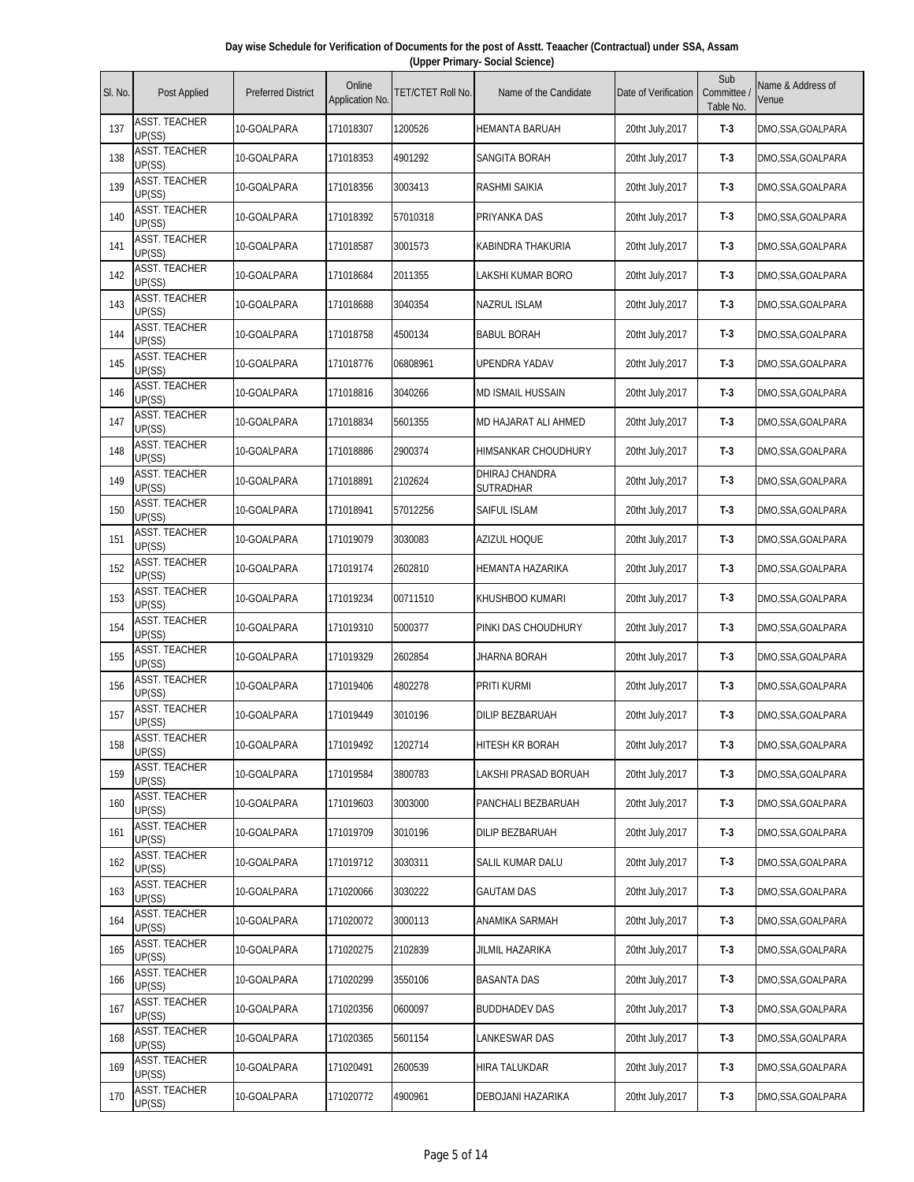**Day wise Schedule for Verification of Documents for the post of Asstt. Teaacher (Contractual) under SSA, Assam (Upper Primary- Social Science)**

| Sl. No. | Post Applied | Preferred District | Online Application No. | TET/CTET Roll No. | Name of the Candidate | Date of Verification | Sub Committee / Table No. | Name & Address of Venue |
|---|---|---|---|---|---|---|---|---|
| 137 | ASST. TEACHER UP(SS) | 10-GOALPARA | 171018307 | 1200526 | HEMANTA BARUAH | 20tht July,2017 | T-3 | DMO,SSA,GOALPARA |
| 138 | ASST. TEACHER UP(SS) | 10-GOALPARA | 171018353 | 4901292 | SANGITA BORAH | 20tht July,2017 | T-3 | DMO,SSA,GOALPARA |
| 139 | ASST. TEACHER UP(SS) | 10-GOALPARA | 171018356 | 3003413 | RASHMI SAIKIA | 20tht July,2017 | T-3 | DMO,SSA,GOALPARA |
| 140 | ASST. TEACHER UP(SS) | 10-GOALPARA | 171018392 | 57010318 | PRIYANKA DAS | 20tht July,2017 | T-3 | DMO,SSA,GOALPARA |
| 141 | ASST. TEACHER UP(SS) | 10-GOALPARA | 171018587 | 3001573 | KABINDRA THAKURIA | 20tht July,2017 | T-3 | DMO,SSA,GOALPARA |
| 142 | ASST. TEACHER UP(SS) | 10-GOALPARA | 171018684 | 2011355 | LAKSHI KUMAR BORO | 20tht July,2017 | T-3 | DMO,SSA,GOALPARA |
| 143 | ASST. TEACHER UP(SS) | 10-GOALPARA | 171018688 | 3040354 | NAZRUL ISLAM | 20tht July,2017 | T-3 | DMO,SSA,GOALPARA |
| 144 | ASST. TEACHER UP(SS) | 10-GOALPARA | 171018758 | 4500134 | BABUL BORAH | 20tht July,2017 | T-3 | DMO,SSA,GOALPARA |
| 145 | ASST. TEACHER UP(SS) | 10-GOALPARA | 171018776 | 06808961 | UPENDRA YADAV | 20tht July,2017 | T-3 | DMO,SSA,GOALPARA |
| 146 | ASST. TEACHER UP(SS) | 10-GOALPARA | 171018816 | 3040266 | MD ISMAIL HUSSAIN | 20tht July,2017 | T-3 | DMO,SSA,GOALPARA |
| 147 | ASST. TEACHER UP(SS) | 10-GOALPARA | 171018834 | 5601355 | MD HAJARAT ALI AHMED | 20tht July,2017 | T-3 | DMO,SSA,GOALPARA |
| 148 | ASST. TEACHER UP(SS) | 10-GOALPARA | 171018886 | 2900374 | HIMSANKAR CHOUDHURY | 20tht July,2017 | T-3 | DMO,SSA,GOALPARA |
| 149 | ASST. TEACHER UP(SS) | 10-GOALPARA | 171018891 | 2102624 | DHIRAJ CHANDRA SUTRADHAR | 20tht July,2017 | T-3 | DMO,SSA,GOALPARA |
| 150 | ASST. TEACHER UP(SS) | 10-GOALPARA | 171018941 | 57012256 | SAIFUL ISLAM | 20tht July,2017 | T-3 | DMO,SSA,GOALPARA |
| 151 | ASST. TEACHER UP(SS) | 10-GOALPARA | 171019079 | 3030083 | AZIZUL HOQUE | 20tht July,2017 | T-3 | DMO,SSA,GOALPARA |
| 152 | ASST. TEACHER UP(SS) | 10-GOALPARA | 171019174 | 2602810 | HEMANTA HAZARIKA | 20tht July,2017 | T-3 | DMO,SSA,GOALPARA |
| 153 | ASST. TEACHER UP(SS) | 10-GOALPARA | 171019234 | 00711510 | KHUSHBOO KUMARI | 20tht July,2017 | T-3 | DMO,SSA,GOALPARA |
| 154 | ASST. TEACHER UP(SS) | 10-GOALPARA | 171019310 | 5000377 | PINKI DAS CHOUDHURY | 20tht July,2017 | T-3 | DMO,SSA,GOALPARA |
| 155 | ASST. TEACHER UP(SS) | 10-GOALPARA | 171019329 | 2602854 | JHARNA BORAH | 20tht July,2017 | T-3 | DMO,SSA,GOALPARA |
| 156 | ASST. TEACHER UP(SS) | 10-GOALPARA | 171019406 | 4802278 | PRITI KURMI | 20tht July,2017 | T-3 | DMO,SSA,GOALPARA |
| 157 | ASST. TEACHER UP(SS) | 10-GOALPARA | 171019449 | 3010196 | DILIP BEZBARUAH | 20tht July,2017 | T-3 | DMO,SSA,GOALPARA |
| 158 | ASST. TEACHER UP(SS) | 10-GOALPARA | 171019492 | 1202714 | HITESH KR BORAH | 20tht July,2017 | T-3 | DMO,SSA,GOALPARA |
| 159 | ASST. TEACHER UP(SS) | 10-GOALPARA | 171019584 | 3800783 | LAKSHI PRASAD BORUAH | 20tht July,2017 | T-3 | DMO,SSA,GOALPARA |
| 160 | ASST. TEACHER UP(SS) | 10-GOALPARA | 171019603 | 3003000 | PANCHALI BEZBARUAH | 20tht July,2017 | T-3 | DMO,SSA,GOALPARA |
| 161 | ASST. TEACHER UP(SS) | 10-GOALPARA | 171019709 | 3010196 | DILIP BEZBARUAH | 20tht July,2017 | T-3 | DMO,SSA,GOALPARA |
| 162 | ASST. TEACHER UP(SS) | 10-GOALPARA | 171019712 | 3030311 | SALIL KUMAR DALU | 20tht July,2017 | T-3 | DMO,SSA,GOALPARA |
| 163 | ASST. TEACHER UP(SS) | 10-GOALPARA | 171020066 | 3030222 | GAUTAM DAS | 20tht July,2017 | T-3 | DMO,SSA,GOALPARA |
| 164 | ASST. TEACHER UP(SS) | 10-GOALPARA | 171020072 | 3000113 | ANAMIKA SARMAH | 20tht July,2017 | T-3 | DMO,SSA,GOALPARA |
| 165 | ASST. TEACHER UP(SS) | 10-GOALPARA | 171020275 | 2102839 | JILMIL HAZARIKA | 20tht July,2017 | T-3 | DMO,SSA,GOALPARA |
| 166 | ASST. TEACHER UP(SS) | 10-GOALPARA | 171020299 | 3550106 | BASANTA DAS | 20tht July,2017 | T-3 | DMO,SSA,GOALPARA |
| 167 | ASST. TEACHER UP(SS) | 10-GOALPARA | 171020356 | 0600097 | BUDDHADEV DAS | 20tht July,2017 | T-3 | DMO,SSA,GOALPARA |
| 168 | ASST. TEACHER UP(SS) | 10-GOALPARA | 171020365 | 5601154 | LANKESWAR DAS | 20tht July,2017 | T-3 | DMO,SSA,GOALPARA |
| 169 | ASST. TEACHER UP(SS) | 10-GOALPARA | 171020491 | 2600539 | HIRA TALUKDAR | 20tht July,2017 | T-3 | DMO,SSA,GOALPARA |
| 170 | ASST. TEACHER UP(SS) | 10-GOALPARA | 171020772 | 4900961 | DEBOJANI HAZARIKA | 20tht July,2017 | T-3 | DMO,SSA,GOALPARA |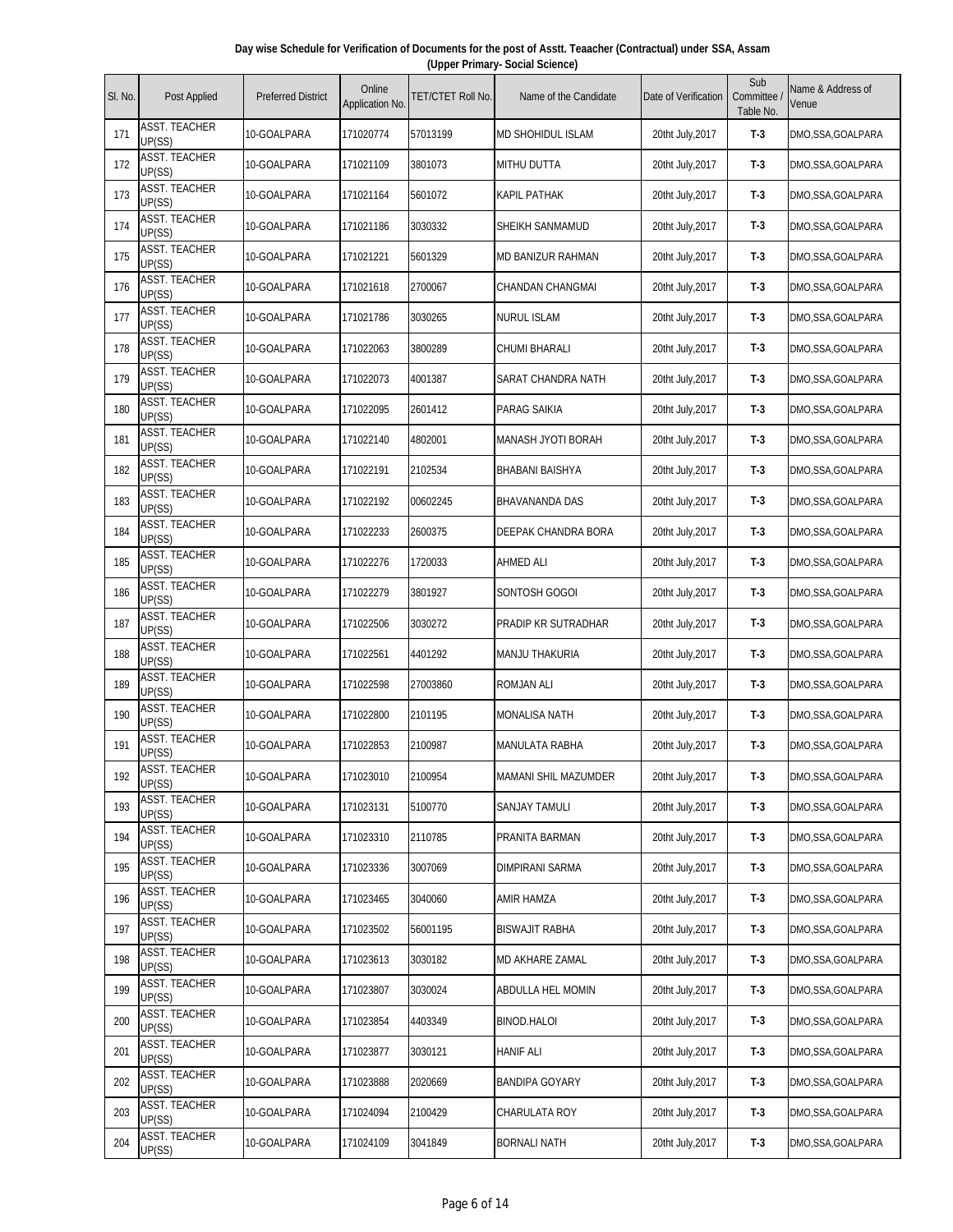**Day wise Schedule for Verification of Documents for the post of Asstt. Teaacher (Contractual) under SSA, Assam (Upper Primary- Social Science)**

| Sl. No. | Post Applied | Preferred District | Online Application No. | TET/CTET Roll No. | Name of the Candidate | Date of Verification | Sub Committee / Table No. | Name & Address of Venue |
|---|---|---|---|---|---|---|---|---|
| 171 | ASST. TEACHER UP(SS) | 10-GOALPARA | 171020774 | 57013199 | MD SHOHIDUL ISLAM | 20tht July,2017 | T-3 | DMO,SSA,GOALPARA |
| 172 | ASST. TEACHER UP(SS) | 10-GOALPARA | 171021109 | 3801073 | MITHU DUTTA | 20tht July,2017 | T-3 | DMO,SSA,GOALPARA |
| 173 | ASST. TEACHER UP(SS) | 10-GOALPARA | 171021164 | 5601072 | KAPIL PATHAK | 20tht July,2017 | T-3 | DMO,SSA,GOALPARA |
| 174 | ASST. TEACHER UP(SS) | 10-GOALPARA | 171021186 | 3030332 | SHEIKH SANMAMUD | 20tht July,2017 | T-3 | DMO,SSA,GOALPARA |
| 175 | ASST. TEACHER UP(SS) | 10-GOALPARA | 171021221 | 5601329 | MD BANIZUR RAHMAN | 20tht July,2017 | T-3 | DMO,SSA,GOALPARA |
| 176 | ASST. TEACHER UP(SS) | 10-GOALPARA | 171021618 | 2700067 | CHANDAN CHANGMAI | 20tht July,2017 | T-3 | DMO,SSA,GOALPARA |
| 177 | ASST. TEACHER UP(SS) | 10-GOALPARA | 171021786 | 3030265 | NURUL ISLAM | 20tht July,2017 | T-3 | DMO,SSA,GOALPARA |
| 178 | ASST. TEACHER UP(SS) | 10-GOALPARA | 171022063 | 3800289 | CHUMI BHARALI | 20tht July,2017 | T-3 | DMO,SSA,GOALPARA |
| 179 | ASST. TEACHER UP(SS) | 10-GOALPARA | 171022073 | 4001387 | SARAT CHANDRA NATH | 20tht July,2017 | T-3 | DMO,SSA,GOALPARA |
| 180 | ASST. TEACHER UP(SS) | 10-GOALPARA | 171022095 | 2601412 | PARAG SAIKIA | 20tht July,2017 | T-3 | DMO,SSA,GOALPARA |
| 181 | ASST. TEACHER UP(SS) | 10-GOALPARA | 171022140 | 4802001 | MANASH JYOTI BORAH | 20tht July,2017 | T-3 | DMO,SSA,GOALPARA |
| 182 | ASST. TEACHER UP(SS) | 10-GOALPARA | 171022191 | 2102534 | BHABANI BAISHYA | 20tht July,2017 | T-3 | DMO,SSA,GOALPARA |
| 183 | ASST. TEACHER UP(SS) | 10-GOALPARA | 171022192 | 00602245 | BHAVANANDA DAS | 20tht July,2017 | T-3 | DMO,SSA,GOALPARA |
| 184 | ASST. TEACHER UP(SS) | 10-GOALPARA | 171022233 | 2600375 | DEEPAK CHANDRA BORA | 20tht July,2017 | T-3 | DMO,SSA,GOALPARA |
| 185 | ASST. TEACHER UP(SS) | 10-GOALPARA | 171022276 | 1720033 | AHMED ALI | 20tht July,2017 | T-3 | DMO,SSA,GOALPARA |
| 186 | ASST. TEACHER UP(SS) | 10-GOALPARA | 171022279 | 3801927 | SONTOSH GOGOI | 20tht July,2017 | T-3 | DMO,SSA,GOALPARA |
| 187 | ASST. TEACHER UP(SS) | 10-GOALPARA | 171022506 | 3030272 | PRADIP KR SUTRADHAR | 20tht July,2017 | T-3 | DMO,SSA,GOALPARA |
| 188 | ASST. TEACHER UP(SS) | 10-GOALPARA | 171022561 | 4401292 | MANJU THAKURIA | 20tht July,2017 | T-3 | DMO,SSA,GOALPARA |
| 189 | ASST. TEACHER UP(SS) | 10-GOALPARA | 171022598 | 27003860 | ROMJAN ALI | 20tht July,2017 | T-3 | DMO,SSA,GOALPARA |
| 190 | ASST. TEACHER UP(SS) | 10-GOALPARA | 171022800 | 2101195 | MONALISA NATH | 20tht July,2017 | T-3 | DMO,SSA,GOALPARA |
| 191 | ASST. TEACHER UP(SS) | 10-GOALPARA | 171022853 | 2100987 | MANULATA RABHA | 20tht July,2017 | T-3 | DMO,SSA,GOALPARA |
| 192 | ASST. TEACHER UP(SS) | 10-GOALPARA | 171023010 | 2100954 | MAMANI SHIL MAZUMDER | 20tht July,2017 | T-3 | DMO,SSA,GOALPARA |
| 193 | ASST. TEACHER UP(SS) | 10-GOALPARA | 171023131 | 5100770 | SANJAY TAMULI | 20tht July,2017 | T-3 | DMO,SSA,GOALPARA |
| 194 | ASST. TEACHER UP(SS) | 10-GOALPARA | 171023310 | 2110785 | PRANITA BARMAN | 20tht July,2017 | T-3 | DMO,SSA,GOALPARA |
| 195 | ASST. TEACHER UP(SS) | 10-GOALPARA | 171023336 | 3007069 | DIMPIRANI SARMA | 20tht July,2017 | T-3 | DMO,SSA,GOALPARA |
| 196 | ASST. TEACHER UP(SS) | 10-GOALPARA | 171023465 | 3040060 | AMIR HAMZA | 20tht July,2017 | T-3 | DMO,SSA,GOALPARA |
| 197 | ASST. TEACHER UP(SS) | 10-GOALPARA | 171023502 | 56001195 | BISWAJIT RABHA | 20tht July,2017 | T-3 | DMO,SSA,GOALPARA |
| 198 | ASST. TEACHER UP(SS) | 10-GOALPARA | 171023613 | 3030182 | MD AKHARE ZAMAL | 20tht July,2017 | T-3 | DMO,SSA,GOALPARA |
| 199 | ASST. TEACHER UP(SS) | 10-GOALPARA | 171023807 | 3030024 | ABDULLA HEL MOMIN | 20tht July,2017 | T-3 | DMO,SSA,GOALPARA |
| 200 | ASST. TEACHER UP(SS) | 10-GOALPARA | 171023854 | 4403349 | BINOD.HALOI | 20tht July,2017 | T-3 | DMO,SSA,GOALPARA |
| 201 | ASST. TEACHER UP(SS) | 10-GOALPARA | 171023877 | 3030121 | HANIF ALI | 20tht July,2017 | T-3 | DMO,SSA,GOALPARA |
| 202 | ASST. TEACHER UP(SS) | 10-GOALPARA | 171023888 | 2020669 | BANDIPA GOYARY | 20tht July,2017 | T-3 | DMO,SSA,GOALPARA |
| 203 | ASST. TEACHER UP(SS) | 10-GOALPARA | 171024094 | 2100429 | CHARULATA ROY | 20tht July,2017 | T-3 | DMO,SSA,GOALPARA |
| 204 | ASST. TEACHER UP(SS) | 10-GOALPARA | 171024109 | 3041849 | BORNALI NATH | 20tht July,2017 | T-3 | DMO,SSA,GOALPARA |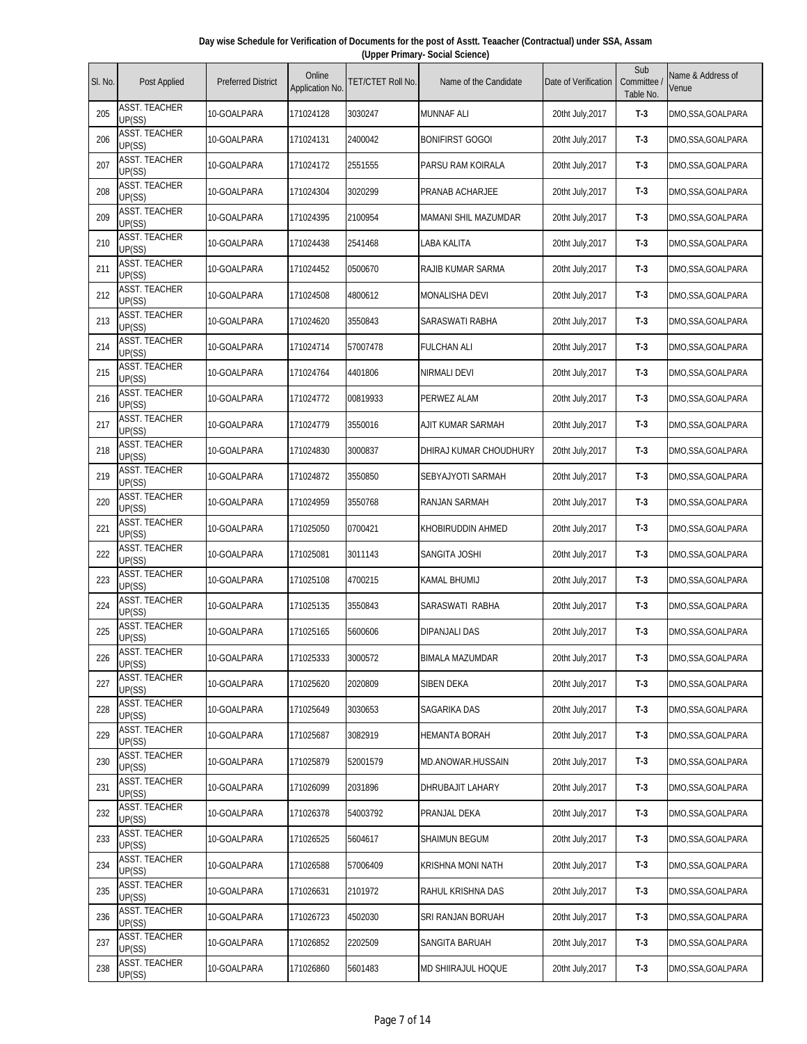**Day wise Schedule for Verification of Documents for the post of Asstt. Teaacher (Contractual) under SSA, Assam (Upper Primary- Social Science)**

| Sl. No. | Post Applied | Preferred District | Online Application No. | TET/CTET Roll No. | Name of the Candidate | Date of Verification | Sub Committee / Table No. | Name & Address of Venue |
|---|---|---|---|---|---|---|---|---|
| 205 | ASST. TEACHER UP(SS) | 10-GOALPARA | 171024128 | 3030247 | MUNNAF ALI | 20tht July,2017 | T-3 | DMO,SSA,GOALPARA |
| 206 | ASST. TEACHER UP(SS) | 10-GOALPARA | 171024131 | 2400042 | BONIFIRST GOGOI | 20tht July,2017 | T-3 | DMO,SSA,GOALPARA |
| 207 | ASST. TEACHER UP(SS) | 10-GOALPARA | 171024172 | 2551555 | PARSU RAM KOIRALA | 20tht July,2017 | T-3 | DMO,SSA,GOALPARA |
| 208 | ASST. TEACHER UP(SS) | 10-GOALPARA | 171024304 | 3020299 | PRANAB ACHARJEE | 20tht July,2017 | T-3 | DMO,SSA,GOALPARA |
| 209 | ASST. TEACHER UP(SS) | 10-GOALPARA | 171024395 | 2100954 | MAMANI SHIL MAZUMDAR | 20tht July,2017 | T-3 | DMO,SSA,GOALPARA |
| 210 | ASST. TEACHER UP(SS) | 10-GOALPARA | 171024438 | 2541468 | LABA KALITA | 20tht July,2017 | T-3 | DMO,SSA,GOALPARA |
| 211 | ASST. TEACHER UP(SS) | 10-GOALPARA | 171024452 | 0500670 | RAJIB KUMAR SARMA | 20tht July,2017 | T-3 | DMO,SSA,GOALPARA |
| 212 | ASST. TEACHER UP(SS) | 10-GOALPARA | 171024508 | 4800612 | MONALISHA DEVI | 20tht July,2017 | T-3 | DMO,SSA,GOALPARA |
| 213 | ASST. TEACHER UP(SS) | 10-GOALPARA | 171024620 | 3550843 | SARASWATI RABHA | 20tht July,2017 | T-3 | DMO,SSA,GOALPARA |
| 214 | ASST. TEACHER UP(SS) | 10-GOALPARA | 171024714 | 57007478 | FULCHAN ALI | 20tht July,2017 | T-3 | DMO,SSA,GOALPARA |
| 215 | ASST. TEACHER UP(SS) | 10-GOALPARA | 171024764 | 4401806 | NIRMALI DEVI | 20tht July,2017 | T-3 | DMO,SSA,GOALPARA |
| 216 | ASST. TEACHER UP(SS) | 10-GOALPARA | 171024772 | 00819933 | PERWEZ ALAM | 20tht July,2017 | T-3 | DMO,SSA,GOALPARA |
| 217 | ASST. TEACHER UP(SS) | 10-GOALPARA | 171024779 | 3550016 | AJIT KUMAR SARMAH | 20tht July,2017 | T-3 | DMO,SSA,GOALPARA |
| 218 | ASST. TEACHER UP(SS) | 10-GOALPARA | 171024830 | 3000837 | DHIRAJ KUMAR CHOUDHURY | 20tht July,2017 | T-3 | DMO,SSA,GOALPARA |
| 219 | ASST. TEACHER UP(SS) | 10-GOALPARA | 171024872 | 3550850 | SEBYAJYOTI SARMAH | 20tht July,2017 | T-3 | DMO,SSA,GOALPARA |
| 220 | ASST. TEACHER UP(SS) | 10-GOALPARA | 171024959 | 3550768 | RANJAN SARMAH | 20tht July,2017 | T-3 | DMO,SSA,GOALPARA |
| 221 | ASST. TEACHER UP(SS) | 10-GOALPARA | 171025050 | 0700421 | KHOBIRUDDIN AHMED | 20tht July,2017 | T-3 | DMO,SSA,GOALPARA |
| 222 | ASST. TEACHER UP(SS) | 10-GOALPARA | 171025081 | 3011143 | SANGITA JOSHI | 20tht July,2017 | T-3 | DMO,SSA,GOALPARA |
| 223 | ASST. TEACHER UP(SS) | 10-GOALPARA | 171025108 | 4700215 | KAMAL BHUMIJ | 20tht July,2017 | T-3 | DMO,SSA,GOALPARA |
| 224 | ASST. TEACHER UP(SS) | 10-GOALPARA | 171025135 | 3550843 | SARASWATI RABHA | 20tht July,2017 | T-3 | DMO,SSA,GOALPARA |
| 225 | ASST. TEACHER UP(SS) | 10-GOALPARA | 171025165 | 5600606 | DIPANJALI DAS | 20tht July,2017 | T-3 | DMO,SSA,GOALPARA |
| 226 | ASST. TEACHER UP(SS) | 10-GOALPARA | 171025333 | 3000572 | BIMALA MAZUMDAR | 20tht July,2017 | T-3 | DMO,SSA,GOALPARA |
| 227 | ASST. TEACHER UP(SS) | 10-GOALPARA | 171025620 | 2020809 | SIBEN DEKA | 20tht July,2017 | T-3 | DMO,SSA,GOALPARA |
| 228 | ASST. TEACHER UP(SS) | 10-GOALPARA | 171025649 | 3030653 | SAGARIKA DAS | 20tht July,2017 | T-3 | DMO,SSA,GOALPARA |
| 229 | ASST. TEACHER UP(SS) | 10-GOALPARA | 171025687 | 3082919 | HEMANTA BORAH | 20tht July,2017 | T-3 | DMO,SSA,GOALPARA |
| 230 | ASST. TEACHER UP(SS) | 10-GOALPARA | 171025879 | 52001579 | MD.ANOWAR.HUSSAIN | 20tht July,2017 | T-3 | DMO,SSA,GOALPARA |
| 231 | ASST. TEACHER UP(SS) | 10-GOALPARA | 171026099 | 2031896 | DHRUBAJIT LAHARY | 20tht July,2017 | T-3 | DMO,SSA,GOALPARA |
| 232 | ASST. TEACHER UP(SS) | 10-GOALPARA | 171026378 | 54003792 | PRANJAL DEKA | 20tht July,2017 | T-3 | DMO,SSA,GOALPARA |
| 233 | ASST. TEACHER UP(SS) | 10-GOALPARA | 171026525 | 5604617 | SHAIMUN BEGUM | 20tht July,2017 | T-3 | DMO,SSA,GOALPARA |
| 234 | ASST. TEACHER UP(SS) | 10-GOALPARA | 171026588 | 57006409 | KRISHNA MONI NATH | 20tht July,2017 | T-3 | DMO,SSA,GOALPARA |
| 235 | ASST. TEACHER UP(SS) | 10-GOALPARA | 171026631 | 2101972 | RAHUL KRISHNA DAS | 20tht July,2017 | T-3 | DMO,SSA,GOALPARA |
| 236 | ASST. TEACHER UP(SS) | 10-GOALPARA | 171026723 | 4502030 | SRI RANJAN BORUAH | 20tht July,2017 | T-3 | DMO,SSA,GOALPARA |
| 237 | ASST. TEACHER UP(SS) | 10-GOALPARA | 171026852 | 2202509 | SANGITA BARUAH | 20tht July,2017 | T-3 | DMO,SSA,GOALPARA |
| 238 | ASST. TEACHER UP(SS) | 10-GOALPARA | 171026860 | 5601483 | MD SHIIRAJUL HOQUE | 20tht July,2017 | T-3 | DMO,SSA,GOALPARA |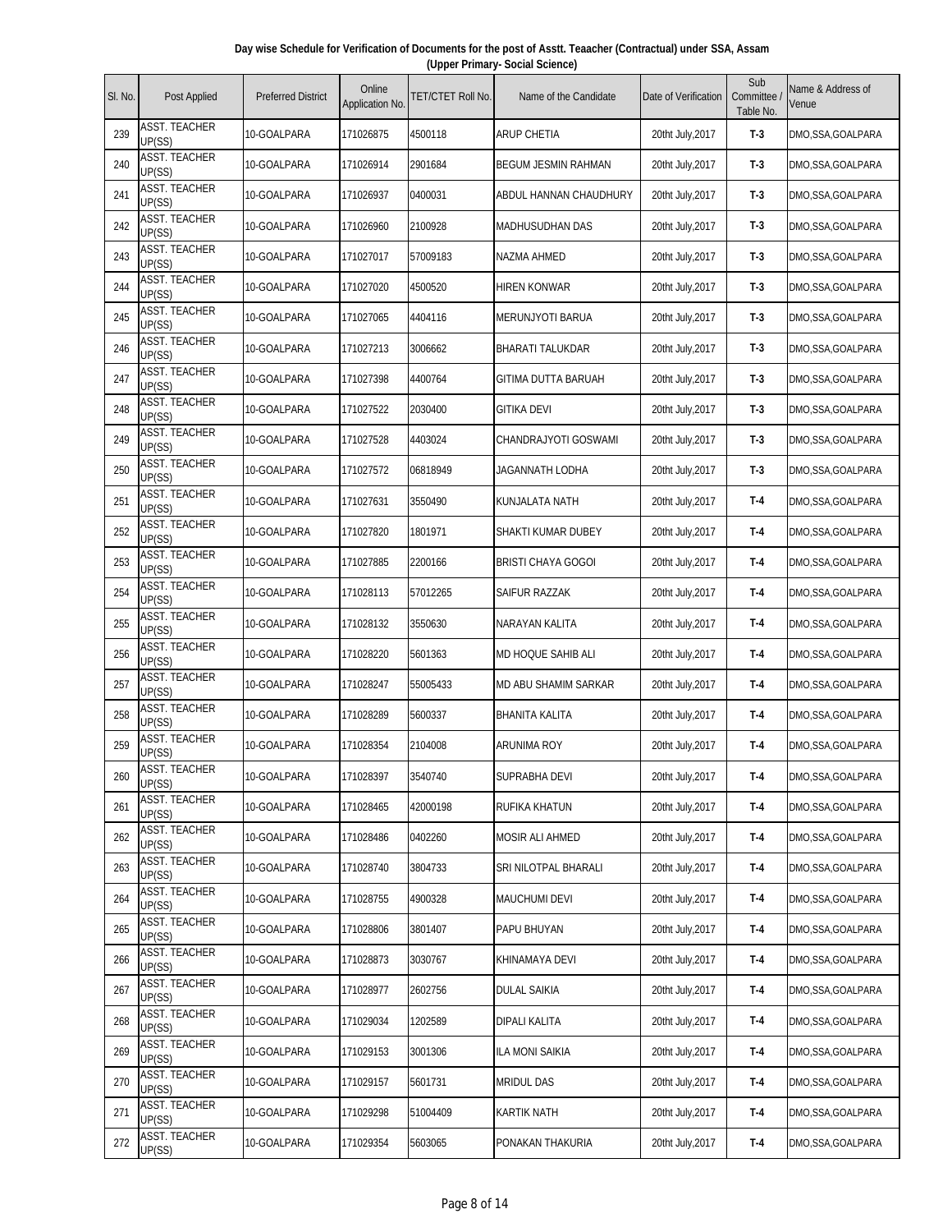**Day wise Schedule for Verification of Documents for the post of Asstt. Teaacher (Contractual) under SSA, Assam (Upper Primary- Social Science)**

| Sl. No. | Post Applied | Preferred District | Online Application No. | TET/CTET Roll No. | Name of the Candidate | Date of Verification | Sub Committee / Table No. | Name & Address of Venue |
|---|---|---|---|---|---|---|---|---|
| 239 | ASST. TEACHER UP(SS) | 10-GOALPARA | 171026875 | 4500118 | ARUP CHETIA | 20tht July,2017 | T-3 | DMO,SSA,GOALPARA |
| 240 | ASST. TEACHER UP(SS) | 10-GOALPARA | 171026914 | 2901684 | BEGUM JESMIN RAHMAN | 20tht July,2017 | T-3 | DMO,SSA,GOALPARA |
| 241 | ASST. TEACHER UP(SS) | 10-GOALPARA | 171026937 | 0400031 | ABDUL HANNAN CHAUDHURY | 20tht July,2017 | T-3 | DMO,SSA,GOALPARA |
| 242 | ASST. TEACHER UP(SS) | 10-GOALPARA | 171026960 | 2100928 | MADHUSUDHAN DAS | 20tht July,2017 | T-3 | DMO,SSA,GOALPARA |
| 243 | ASST. TEACHER UP(SS) | 10-GOALPARA | 171027017 | 57009183 | NAZMA AHMED | 20tht July,2017 | T-3 | DMO,SSA,GOALPARA |
| 244 | ASST. TEACHER UP(SS) | 10-GOALPARA | 171027020 | 4500520 | HIREN KONWAR | 20tht July,2017 | T-3 | DMO,SSA,GOALPARA |
| 245 | ASST. TEACHER UP(SS) | 10-GOALPARA | 171027065 | 4404116 | MERUNJYOTI BARUA | 20tht July,2017 | T-3 | DMO,SSA,GOALPARA |
| 246 | ASST. TEACHER UP(SS) | 10-GOALPARA | 171027213 | 3006662 | BHARATI TALUKDAR | 20tht July,2017 | T-3 | DMO,SSA,GOALPARA |
| 247 | ASST. TEACHER UP(SS) | 10-GOALPARA | 171027398 | 4400764 | GITIMA DUTTA BARUAH | 20tht July,2017 | T-3 | DMO,SSA,GOALPARA |
| 248 | ASST. TEACHER UP(SS) | 10-GOALPARA | 171027522 | 2030400 | GITIKA DEVI | 20tht July,2017 | T-3 | DMO,SSA,GOALPARA |
| 249 | ASST. TEACHER UP(SS) | 10-GOALPARA | 171027528 | 4403024 | CHANDRAJYOTI GOSWAMI | 20tht July,2017 | T-3 | DMO,SSA,GOALPARA |
| 250 | ASST. TEACHER UP(SS) | 10-GOALPARA | 171027572 | 06818949 | JAGANNATH LODHA | 20tht July,2017 | T-3 | DMO,SSA,GOALPARA |
| 251 | ASST. TEACHER UP(SS) | 10-GOALPARA | 171027631 | 3550490 | KUNJALATA NATH | 20tht July,2017 | T-4 | DMO,SSA,GOALPARA |
| 252 | ASST. TEACHER UP(SS) | 10-GOALPARA | 171027820 | 1801971 | SHAKTI KUMAR DUBEY | 20tht July,2017 | T-4 | DMO,SSA,GOALPARA |
| 253 | ASST. TEACHER UP(SS) | 10-GOALPARA | 171027885 | 2200166 | BRISTI CHAYA GOGOI | 20tht July,2017 | T-4 | DMO,SSA,GOALPARA |
| 254 | ASST. TEACHER UP(SS) | 10-GOALPARA | 171028113 | 57012265 | SAIFUR RAZZAK | 20tht July,2017 | T-4 | DMO,SSA,GOALPARA |
| 255 | ASST. TEACHER UP(SS) | 10-GOALPARA | 171028132 | 3550630 | NARAYAN KALITA | 20tht July,2017 | T-4 | DMO,SSA,GOALPARA |
| 256 | ASST. TEACHER UP(SS) | 10-GOALPARA | 171028220 | 5601363 | MD HOQUE SAHIB ALI | 20tht July,2017 | T-4 | DMO,SSA,GOALPARA |
| 257 | ASST. TEACHER UP(SS) | 10-GOALPARA | 171028247 | 55005433 | MD ABU SHAMIM SARKAR | 20tht July,2017 | T-4 | DMO,SSA,GOALPARA |
| 258 | ASST. TEACHER UP(SS) | 10-GOALPARA | 171028289 | 5600337 | BHANITA KALITA | 20tht July,2017 | T-4 | DMO,SSA,GOALPARA |
| 259 | ASST. TEACHER UP(SS) | 10-GOALPARA | 171028354 | 2104008 | ARUNIMA ROY | 20tht July,2017 | T-4 | DMO,SSA,GOALPARA |
| 260 | ASST. TEACHER UP(SS) | 10-GOALPARA | 171028397 | 3540740 | SUPRABHA DEVI | 20tht July,2017 | T-4 | DMO,SSA,GOALPARA |
| 261 | ASST. TEACHER UP(SS) | 10-GOALPARA | 171028465 | 42000198 | RUFIKA KHATUN | 20tht July,2017 | T-4 | DMO,SSA,GOALPARA |
| 262 | ASST. TEACHER UP(SS) | 10-GOALPARA | 171028486 | 0402260 | MOSIR ALI AHMED | 20tht July,2017 | T-4 | DMO,SSA,GOALPARA |
| 263 | ASST. TEACHER UP(SS) | 10-GOALPARA | 171028740 | 3804733 | SRI NILOTPAL BHARALI | 20tht July,2017 | T-4 | DMO,SSA,GOALPARA |
| 264 | ASST. TEACHER UP(SS) | 10-GOALPARA | 171028755 | 4900328 | MAUCHUMI DEVI | 20tht July,2017 | T-4 | DMO,SSA,GOALPARA |
| 265 | ASST. TEACHER UP(SS) | 10-GOALPARA | 171028806 | 3801407 | PAPU BHUYAN | 20tht July,2017 | T-4 | DMO,SSA,GOALPARA |
| 266 | ASST. TEACHER UP(SS) | 10-GOALPARA | 171028873 | 3030767 | KHINAMAYA DEVI | 20tht July,2017 | T-4 | DMO,SSA,GOALPARA |
| 267 | ASST. TEACHER UP(SS) | 10-GOALPARA | 171028977 | 2602756 | DULAL SAIKIA | 20tht July,2017 | T-4 | DMO,SSA,GOALPARA |
| 268 | ASST. TEACHER UP(SS) | 10-GOALPARA | 171029034 | 1202589 | DIPALI KALITA | 20tht July,2017 | T-4 | DMO,SSA,GOALPARA |
| 269 | ASST. TEACHER UP(SS) | 10-GOALPARA | 171029153 | 3001306 | ILA MONI SAIKIA | 20tht July,2017 | T-4 | DMO,SSA,GOALPARA |
| 270 | ASST. TEACHER UP(SS) | 10-GOALPARA | 171029157 | 5601731 | MRIDUL DAS | 20tht July,2017 | T-4 | DMO,SSA,GOALPARA |
| 271 | ASST. TEACHER UP(SS) | 10-GOALPARA | 171029298 | 51004409 | KARTIK NATH | 20tht July,2017 | T-4 | DMO,SSA,GOALPARA |
| 272 | ASST. TEACHER UP(SS) | 10-GOALPARA | 171029354 | 5603065 | PONAKAN THAKURIA | 20tht July,2017 | T-4 | DMO,SSA,GOALPARA |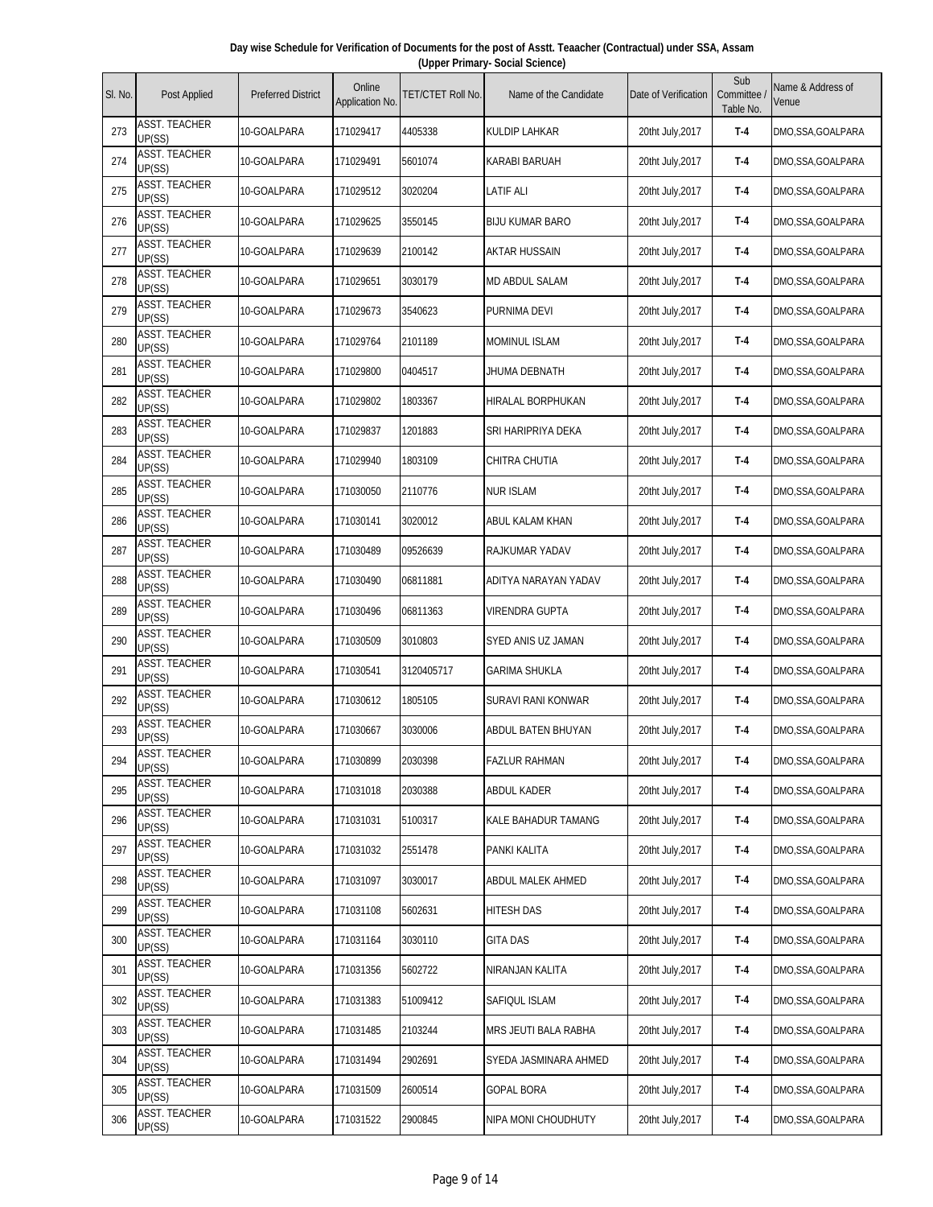**Day wise Schedule for Verification of Documents for the post of Asstt. Teaacher (Contractual) under SSA, Assam (Upper Primary- Social Science)**

| Sl. No. | Post Applied | Preferred District | Online Application No. | TET/CTET Roll No. | Name of the Candidate | Date of Verification | Sub Committee / Table No. | Name & Address of Venue |
|---|---|---|---|---|---|---|---|---|
| 273 | ASST. TEACHER UP(SS) | 10-GOALPARA | 171029417 | 4405338 | KULDIP LAHKAR | 20tht July,2017 | T-4 | DMO,SSA,GOALPARA |
| 274 | ASST. TEACHER UP(SS) | 10-GOALPARA | 171029491 | 5601074 | KARABI BARUAH | 20tht July,2017 | T-4 | DMO,SSA,GOALPARA |
| 275 | ASST. TEACHER UP(SS) | 10-GOALPARA | 171029512 | 3020204 | LATIF ALI | 20tht July,2017 | T-4 | DMO,SSA,GOALPARA |
| 276 | ASST. TEACHER UP(SS) | 10-GOALPARA | 171029625 | 3550145 | BIJU KUMAR BARO | 20tht July,2017 | T-4 | DMO,SSA,GOALPARA |
| 277 | ASST. TEACHER UP(SS) | 10-GOALPARA | 171029639 | 2100142 | AKTAR HUSSAIN | 20tht July,2017 | T-4 | DMO,SSA,GOALPARA |
| 278 | ASST. TEACHER UP(SS) | 10-GOALPARA | 171029651 | 3030179 | MD ABDUL SALAM | 20tht July,2017 | T-4 | DMO,SSA,GOALPARA |
| 279 | ASST. TEACHER UP(SS) | 10-GOALPARA | 171029673 | 3540623 | PURNIMA DEVI | 20tht July,2017 | T-4 | DMO,SSA,GOALPARA |
| 280 | ASST. TEACHER UP(SS) | 10-GOALPARA | 171029764 | 2101189 | MOMINUL ISLAM | 20tht July,2017 | T-4 | DMO,SSA,GOALPARA |
| 281 | ASST. TEACHER UP(SS) | 10-GOALPARA | 171029800 | 0404517 | JHUMA DEBNATH | 20tht July,2017 | T-4 | DMO,SSA,GOALPARA |
| 282 | ASST. TEACHER UP(SS) | 10-GOALPARA | 171029802 | 1803367 | HIRALAL BORPHUKAN | 20tht July,2017 | T-4 | DMO,SSA,GOALPARA |
| 283 | ASST. TEACHER UP(SS) | 10-GOALPARA | 171029837 | 1201883 | SRI HARIPRIYA DEKA | 20tht July,2017 | T-4 | DMO,SSA,GOALPARA |
| 284 | ASST. TEACHER UP(SS) | 10-GOALPARA | 171029940 | 1803109 | CHITRA CHUTIA | 20tht July,2017 | T-4 | DMO,SSA,GOALPARA |
| 285 | ASST. TEACHER UP(SS) | 10-GOALPARA | 171030050 | 2110776 | NUR ISLAM | 20tht July,2017 | T-4 | DMO,SSA,GOALPARA |
| 286 | ASST. TEACHER UP(SS) | 10-GOALPARA | 171030141 | 3020012 | ABUL KALAM KHAN | 20tht July,2017 | T-4 | DMO,SSA,GOALPARA |
| 287 | ASST. TEACHER UP(SS) | 10-GOALPARA | 171030489 | 09526639 | RAJKUMAR YADAV | 20tht July,2017 | T-4 | DMO,SSA,GOALPARA |
| 288 | ASST. TEACHER UP(SS) | 10-GOALPARA | 171030490 | 06811881 | ADITYA NARAYAN YADAV | 20tht July,2017 | T-4 | DMO,SSA,GOALPARA |
| 289 | ASST. TEACHER UP(SS) | 10-GOALPARA | 171030496 | 06811363 | VIRENDRA GUPTA | 20tht July,2017 | T-4 | DMO,SSA,GOALPARA |
| 290 | ASST. TEACHER UP(SS) | 10-GOALPARA | 171030509 | 3010803 | SYED ANIS UZ JAMAN | 20tht July,2017 | T-4 | DMO,SSA,GOALPARA |
| 291 | ASST. TEACHER UP(SS) | 10-GOALPARA | 171030541 | 3120405717 | GARIMA SHUKLA | 20tht July,2017 | T-4 | DMO,SSA,GOALPARA |
| 292 | ASST. TEACHER UP(SS) | 10-GOALPARA | 171030612 | 1805105 | SURAVI RANI KONWAR | 20tht July,2017 | T-4 | DMO,SSA,GOALPARA |
| 293 | ASST. TEACHER UP(SS) | 10-GOALPARA | 171030667 | 3030006 | ABDUL BATEN BHUYAN | 20tht July,2017 | T-4 | DMO,SSA,GOALPARA |
| 294 | ASST. TEACHER UP(SS) | 10-GOALPARA | 171030899 | 2030398 | FAZLUR RAHMAN | 20tht July,2017 | T-4 | DMO,SSA,GOALPARA |
| 295 | ASST. TEACHER UP(SS) | 10-GOALPARA | 171031018 | 2030388 | ABDUL KADER | 20tht July,2017 | T-4 | DMO,SSA,GOALPARA |
| 296 | ASST. TEACHER UP(SS) | 10-GOALPARA | 171031031 | 5100317 | KALE BAHADUR TAMANG | 20tht July,2017 | T-4 | DMO,SSA,GOALPARA |
| 297 | ASST. TEACHER UP(SS) | 10-GOALPARA | 171031032 | 2551478 | PANKI KALITA | 20tht July,2017 | T-4 | DMO,SSA,GOALPARA |
| 298 | ASST. TEACHER UP(SS) | 10-GOALPARA | 171031097 | 3030017 | ABDUL MALEK AHMED | 20tht July,2017 | T-4 | DMO,SSA,GOALPARA |
| 299 | ASST. TEACHER UP(SS) | 10-GOALPARA | 171031108 | 5602631 | HITESH DAS | 20tht July,2017 | T-4 | DMO,SSA,GOALPARA |
| 300 | ASST. TEACHER UP(SS) | 10-GOALPARA | 171031164 | 3030110 | GITA DAS | 20tht July,2017 | T-4 | DMO,SSA,GOALPARA |
| 301 | ASST. TEACHER UP(SS) | 10-GOALPARA | 171031356 | 5602722 | NIRANJAN KALITA | 20tht July,2017 | T-4 | DMO,SSA,GOALPARA |
| 302 | ASST. TEACHER UP(SS) | 10-GOALPARA | 171031383 | 51009412 | SAFIQUL ISLAM | 20tht July,2017 | T-4 | DMO,SSA,GOALPARA |
| 303 | ASST. TEACHER UP(SS) | 10-GOALPARA | 171031485 | 2103244 | MRS JEUTI BALA RABHA | 20tht July,2017 | T-4 | DMO,SSA,GOALPARA |
| 304 | ASST. TEACHER UP(SS) | 10-GOALPARA | 171031494 | 2902691 | SYEDA JASMINARA AHMED | 20tht July,2017 | T-4 | DMO,SSA,GOALPARA |
| 305 | ASST. TEACHER UP(SS) | 10-GOALPARA | 171031509 | 2600514 | GOPAL BORA | 20tht July,2017 | T-4 | DMO,SSA,GOALPARA |
| 306 | ASST. TEACHER UP(SS) | 10-GOALPARA | 171031522 | 2900845 | NIPA MONI CHOUDHUTY | 20tht July,2017 | T-4 | DMO,SSA,GOALPARA |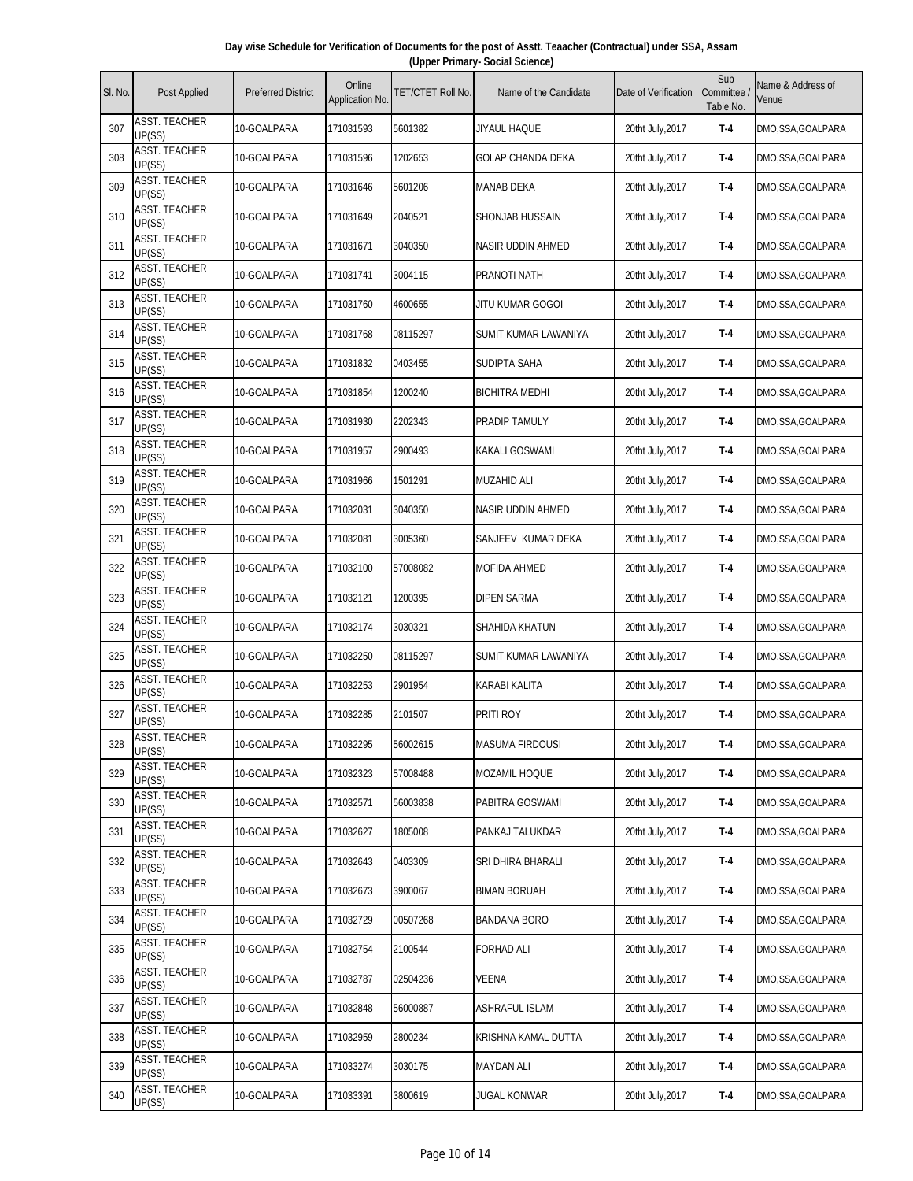**Day wise Schedule for Verification of Documents for the post of Asstt. Teaacher (Contractual) under SSA, Assam (Upper Primary- Social Science)**

| Sl. No. | Post Applied | Preferred District | Online Application No. | TET/CTET Roll No. | Name of the Candidate | Date of Verification | Sub Committee / Table No. | Name & Address of Venue |
|---|---|---|---|---|---|---|---|---|
| 307 | ASST. TEACHER UP(SS) | 10-GOALPARA | 171031593 | 5601382 | JIYAUL HAQUE | 20tht July,2017 | T-4 | DMO,SSA,GOALPARA |
| 308 | ASST. TEACHER UP(SS) | 10-GOALPARA | 171031596 | 1202653 | GOLAP CHANDA DEKA | 20tht July,2017 | T-4 | DMO,SSA,GOALPARA |
| 309 | ASST. TEACHER UP(SS) | 10-GOALPARA | 171031646 | 5601206 | MANAB DEKA | 20tht July,2017 | T-4 | DMO,SSA,GOALPARA |
| 310 | ASST. TEACHER UP(SS) | 10-GOALPARA | 171031649 | 2040521 | SHONJAB HUSSAIN | 20tht July,2017 | T-4 | DMO,SSA,GOALPARA |
| 311 | ASST. TEACHER UP(SS) | 10-GOALPARA | 171031671 | 3040350 | NASIR UDDIN AHMED | 20tht July,2017 | T-4 | DMO,SSA,GOALPARA |
| 312 | ASST. TEACHER UP(SS) | 10-GOALPARA | 171031741 | 3004115 | PRANOTI NATH | 20tht July,2017 | T-4 | DMO,SSA,GOALPARA |
| 313 | ASST. TEACHER UP(SS) | 10-GOALPARA | 171031760 | 4600655 | JITU KUMAR GOGOI | 20tht July,2017 | T-4 | DMO,SSA,GOALPARA |
| 314 | ASST. TEACHER UP(SS) | 10-GOALPARA | 171031768 | 08115297 | SUMIT KUMAR LAWANIYA | 20tht July,2017 | T-4 | DMO,SSA,GOALPARA |
| 315 | ASST. TEACHER UP(SS) | 10-GOALPARA | 171031832 | 0403455 | SUDIPTA SAHA | 20tht July,2017 | T-4 | DMO,SSA,GOALPARA |
| 316 | ASST. TEACHER UP(SS) | 10-GOALPARA | 171031854 | 1200240 | BICHITRA MEDHI | 20tht July,2017 | T-4 | DMO,SSA,GOALPARA |
| 317 | ASST. TEACHER UP(SS) | 10-GOALPARA | 171031930 | 2202343 | PRADIP TAMULY | 20tht July,2017 | T-4 | DMO,SSA,GOALPARA |
| 318 | ASST. TEACHER UP(SS) | 10-GOALPARA | 171031957 | 2900493 | KAKALI GOSWAMI | 20tht July,2017 | T-4 | DMO,SSA,GOALPARA |
| 319 | ASST. TEACHER UP(SS) | 10-GOALPARA | 171031966 | 1501291 | MUZAHID ALI | 20tht July,2017 | T-4 | DMO,SSA,GOALPARA |
| 320 | ASST. TEACHER UP(SS) | 10-GOALPARA | 171032031 | 3040350 | NASIR UDDIN AHMED | 20tht July,2017 | T-4 | DMO,SSA,GOALPARA |
| 321 | ASST. TEACHER UP(SS) | 10-GOALPARA | 171032081 | 3005360 | SANJEEV KUMAR DEKA | 20tht July,2017 | T-4 | DMO,SSA,GOALPARA |
| 322 | ASST. TEACHER UP(SS) | 10-GOALPARA | 171032100 | 57008082 | MOFIDA AHMED | 20tht July,2017 | T-4 | DMO,SSA,GOALPARA |
| 323 | ASST. TEACHER UP(SS) | 10-GOALPARA | 171032121 | 1200395 | DIPEN SARMA | 20tht July,2017 | T-4 | DMO,SSA,GOALPARA |
| 324 | ASST. TEACHER UP(SS) | 10-GOALPARA | 171032174 | 3030321 | SHAHIDA KHATUN | 20tht July,2017 | T-4 | DMO,SSA,GOALPARA |
| 325 | ASST. TEACHER UP(SS) | 10-GOALPARA | 171032250 | 08115297 | SUMIT KUMAR LAWANIYA | 20tht July,2017 | T-4 | DMO,SSA,GOALPARA |
| 326 | ASST. TEACHER UP(SS) | 10-GOALPARA | 171032253 | 2901954 | KARABI KALITA | 20tht July,2017 | T-4 | DMO,SSA,GOALPARA |
| 327 | ASST. TEACHER UP(SS) | 10-GOALPARA | 171032285 | 2101507 | PRITI ROY | 20tht July,2017 | T-4 | DMO,SSA,GOALPARA |
| 328 | ASST. TEACHER UP(SS) | 10-GOALPARA | 171032295 | 56002615 | MASUMA FIRDOUSI | 20tht July,2017 | T-4 | DMO,SSA,GOALPARA |
| 329 | ASST. TEACHER UP(SS) | 10-GOALPARA | 171032323 | 57008488 | MOZAMIL HOQUE | 20tht July,2017 | T-4 | DMO,SSA,GOALPARA |
| 330 | ASST. TEACHER UP(SS) | 10-GOALPARA | 171032571 | 56003838 | PABITRA GOSWAMI | 20tht July,2017 | T-4 | DMO,SSA,GOALPARA |
| 331 | ASST. TEACHER UP(SS) | 10-GOALPARA | 171032627 | 1805008 | PANKAJ TALUKDAR | 20tht July,2017 | T-4 | DMO,SSA,GOALPARA |
| 332 | ASST. TEACHER UP(SS) | 10-GOALPARA | 171032643 | 0403309 | SRI DHIRA BHARALI | 20tht July,2017 | T-4 | DMO,SSA,GOALPARA |
| 333 | ASST. TEACHER UP(SS) | 10-GOALPARA | 171032673 | 3900067 | BIMAN BORUAH | 20tht July,2017 | T-4 | DMO,SSA,GOALPARA |
| 334 | ASST. TEACHER UP(SS) | 10-GOALPARA | 171032729 | 00507268 | BANDANA BORO | 20tht July,2017 | T-4 | DMO,SSA,GOALPARA |
| 335 | ASST. TEACHER UP(SS) | 10-GOALPARA | 171032754 | 2100544 | FORHAD ALI | 20tht July,2017 | T-4 | DMO,SSA,GOALPARA |
| 336 | ASST. TEACHER UP(SS) | 10-GOALPARA | 171032787 | 02504236 | VEENA | 20tht July,2017 | T-4 | DMO,SSA,GOALPARA |
| 337 | ASST. TEACHER UP(SS) | 10-GOALPARA | 171032848 | 56000887 | ASHRAFUL ISLAM | 20tht July,2017 | T-4 | DMO,SSA,GOALPARA |
| 338 | ASST. TEACHER UP(SS) | 10-GOALPARA | 171032959 | 2800234 | KRISHNA KAMAL DUTTA | 20tht July,2017 | T-4 | DMO,SSA,GOALPARA |
| 339 | ASST. TEACHER UP(SS) | 10-GOALPARA | 171033274 | 3030175 | MAYDAN ALI | 20tht July,2017 | T-4 | DMO,SSA,GOALPARA |
| 340 | ASST. TEACHER UP(SS) | 10-GOALPARA | 171033391 | 3800619 | JUGAL KONWAR | 20tht July,2017 | T-4 | DMO,SSA,GOALPARA |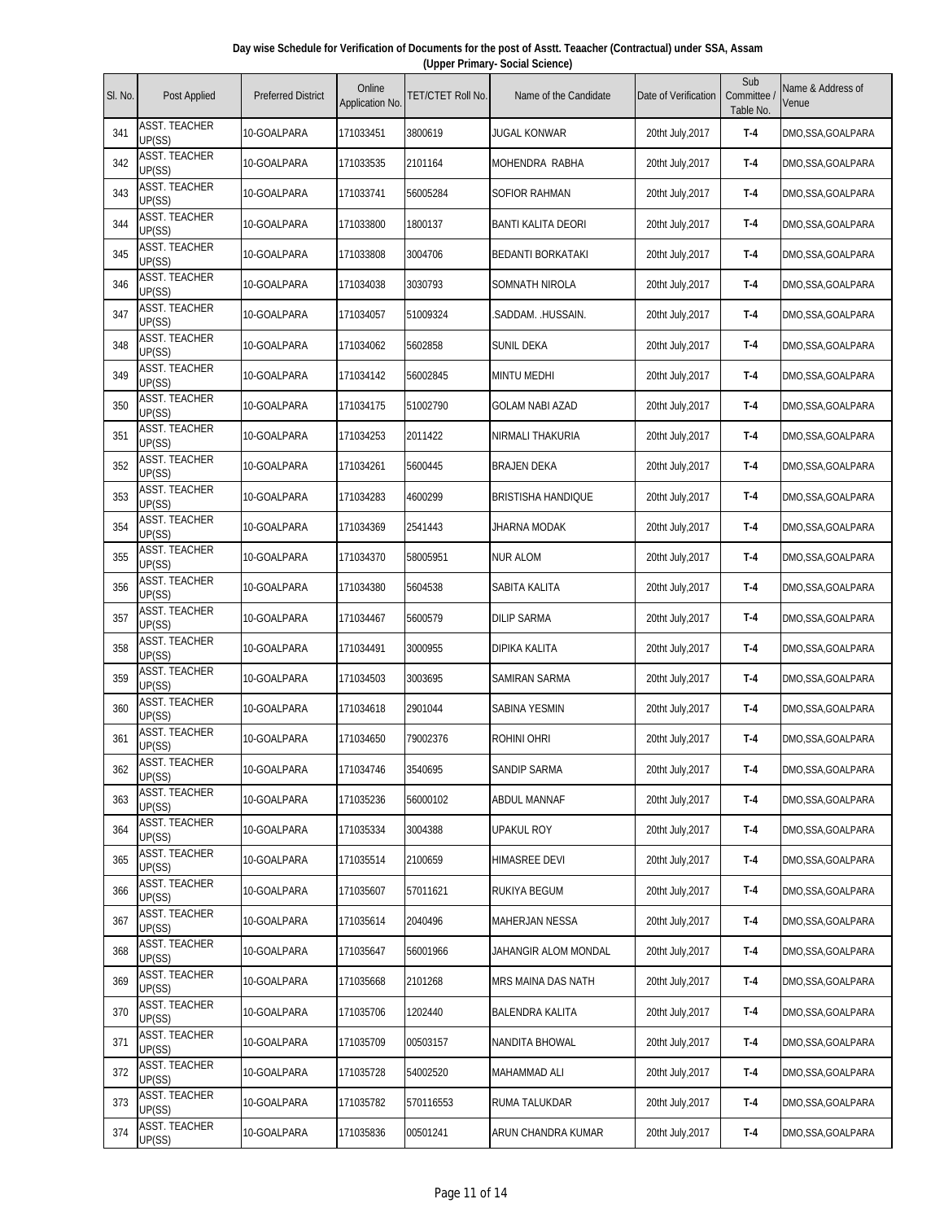**Day wise Schedule for Verification of Documents for the post of Asstt. Teaacher (Contractual) under SSA, Assam (Upper Primary- Social Science)**

| Sl. No. | Post Applied | Preferred District | Online Application No. | TET/CTET Roll No. | Name of the Candidate | Date of Verification | Sub Committee / Table No. | Name & Address of Venue |
|---|---|---|---|---|---|---|---|---|
| 341 | ASST. TEACHER UP(SS) | 10-GOALPARA | 171033451 | 3800619 | JUGAL KONWAR | 20tht July,2017 | T-4 | DMO,SSA,GOALPARA |
| 342 | ASST. TEACHER UP(SS) | 10-GOALPARA | 171033535 | 2101164 | MOHENDRA RABHA | 20tht July,2017 | T-4 | DMO,SSA,GOALPARA |
| 343 | ASST. TEACHER UP(SS) | 10-GOALPARA | 171033741 | 56005284 | SOFIOR RAHMAN | 20tht July,2017 | T-4 | DMO,SSA,GOALPARA |
| 344 | ASST. TEACHER UP(SS) | 10-GOALPARA | 171033800 | 1800137 | BANTI KALITA DEORI | 20tht July,2017 | T-4 | DMO,SSA,GOALPARA |
| 345 | ASST. TEACHER UP(SS) | 10-GOALPARA | 171033808 | 3004706 | BEDANTI BORKATAKI | 20tht July,2017 | T-4 | DMO,SSA,GOALPARA |
| 346 | ASST. TEACHER UP(SS) | 10-GOALPARA | 171034038 | 3030793 | SOMNATH NIROLA | 20tht July,2017 | T-4 | DMO,SSA,GOALPARA |
| 347 | ASST. TEACHER UP(SS) | 10-GOALPARA | 171034057 | 51009324 | .SADDAM. .HUSSAIN. | 20tht July,2017 | T-4 | DMO,SSA,GOALPARA |
| 348 | ASST. TEACHER UP(SS) | 10-GOALPARA | 171034062 | 5602858 | SUNIL DEKA | 20tht July,2017 | T-4 | DMO,SSA,GOALPARA |
| 349 | ASST. TEACHER UP(SS) | 10-GOALPARA | 171034142 | 56002845 | MINTU MEDHI | 20tht July,2017 | T-4 | DMO,SSA,GOALPARA |
| 350 | ASST. TEACHER UP(SS) | 10-GOALPARA | 171034175 | 51002790 | GOLAM NABI AZAD | 20tht July,2017 | T-4 | DMO,SSA,GOALPARA |
| 351 | ASST. TEACHER UP(SS) | 10-GOALPARA | 171034253 | 2011422 | NIRMALI THAKURIA | 20tht July,2017 | T-4 | DMO,SSA,GOALPARA |
| 352 | ASST. TEACHER UP(SS) | 10-GOALPARA | 171034261 | 5600445 | BRAJEN DEKA | 20tht July,2017 | T-4 | DMO,SSA,GOALPARA |
| 353 | ASST. TEACHER UP(SS) | 10-GOALPARA | 171034283 | 4600299 | BRISTISHA HANDIQUE | 20tht July,2017 | T-4 | DMO,SSA,GOALPARA |
| 354 | ASST. TEACHER UP(SS) | 10-GOALPARA | 171034369 | 2541443 | JHARNA MODAK | 20tht July,2017 | T-4 | DMO,SSA,GOALPARA |
| 355 | ASST. TEACHER UP(SS) | 10-GOALPARA | 171034370 | 58005951 | NUR ALOM | 20tht July,2017 | T-4 | DMO,SSA,GOALPARA |
| 356 | ASST. TEACHER UP(SS) | 10-GOALPARA | 171034380 | 5604538 | SABITA KALITA | 20tht July,2017 | T-4 | DMO,SSA,GOALPARA |
| 357 | ASST. TEACHER UP(SS) | 10-GOALPARA | 171034467 | 5600579 | DILIP SARMA | 20tht July,2017 | T-4 | DMO,SSA,GOALPARA |
| 358 | ASST. TEACHER UP(SS) | 10-GOALPARA | 171034491 | 3000955 | DIPIKA KALITA | 20tht July,2017 | T-4 | DMO,SSA,GOALPARA |
| 359 | ASST. TEACHER UP(SS) | 10-GOALPARA | 171034503 | 3003695 | SAMIRAN SARMA | 20tht July,2017 | T-4 | DMO,SSA,GOALPARA |
| 360 | ASST. TEACHER UP(SS) | 10-GOALPARA | 171034618 | 2901044 | SABINA YESMIN | 20tht July,2017 | T-4 | DMO,SSA,GOALPARA |
| 361 | ASST. TEACHER UP(SS) | 10-GOALPARA | 171034650 | 79002376 | ROHINI OHRI | 20tht July,2017 | T-4 | DMO,SSA,GOALPARA |
| 362 | ASST. TEACHER UP(SS) | 10-GOALPARA | 171034746 | 3540695 | SANDIP SARMA | 20tht July,2017 | T-4 | DMO,SSA,GOALPARA |
| 363 | ASST. TEACHER UP(SS) | 10-GOALPARA | 171035236 | 56000102 | ABDUL MANNAF | 20tht July,2017 | T-4 | DMO,SSA,GOALPARA |
| 364 | ASST. TEACHER UP(SS) | 10-GOALPARA | 171035334 | 3004388 | UPAKUL ROY | 20tht July,2017 | T-4 | DMO,SSA,GOALPARA |
| 365 | ASST. TEACHER UP(SS) | 10-GOALPARA | 171035514 | 2100659 | HIMASREE DEVI | 20tht July,2017 | T-4 | DMO,SSA,GOALPARA |
| 366 | ASST. TEACHER UP(SS) | 10-GOALPARA | 171035607 | 57011621 | RUKIYA BEGUM | 20tht July,2017 | T-4 | DMO,SSA,GOALPARA |
| 367 | ASST. TEACHER UP(SS) | 10-GOALPARA | 171035614 | 2040496 | MAHERJAN NESSA | 20tht July,2017 | T-4 | DMO,SSA,GOALPARA |
| 368 | ASST. TEACHER UP(SS) | 10-GOALPARA | 171035647 | 56001966 | JAHANGIR ALOM MONDAL | 20tht July,2017 | T-4 | DMO,SSA,GOALPARA |
| 369 | ASST. TEACHER UP(SS) | 10-GOALPARA | 171035668 | 2101268 | MRS MAINA DAS NATH | 20tht July,2017 | T-4 | DMO,SSA,GOALPARA |
| 370 | ASST. TEACHER UP(SS) | 10-GOALPARA | 171035706 | 1202440 | BALENDRA KALITA | 20tht July,2017 | T-4 | DMO,SSA,GOALPARA |
| 371 | ASST. TEACHER UP(SS) | 10-GOALPARA | 171035709 | 00503157 | NANDITA BHOWAL | 20tht July,2017 | T-4 | DMO,SSA,GOALPARA |
| 372 | ASST. TEACHER UP(SS) | 10-GOALPARA | 171035728 | 54002520 | MAHAMMAD ALI | 20tht July,2017 | T-4 | DMO,SSA,GOALPARA |
| 373 | ASST. TEACHER UP(SS) | 10-GOALPARA | 171035782 | 570116553 | RUMA TALUKDAR | 20tht July,2017 | T-4 | DMO,SSA,GOALPARA |
| 374 | ASST. TEACHER UP(SS) | 10-GOALPARA | 171035836 | 00501241 | ARUN CHANDRA KUMAR | 20tht July,2017 | T-4 | DMO,SSA,GOALPARA |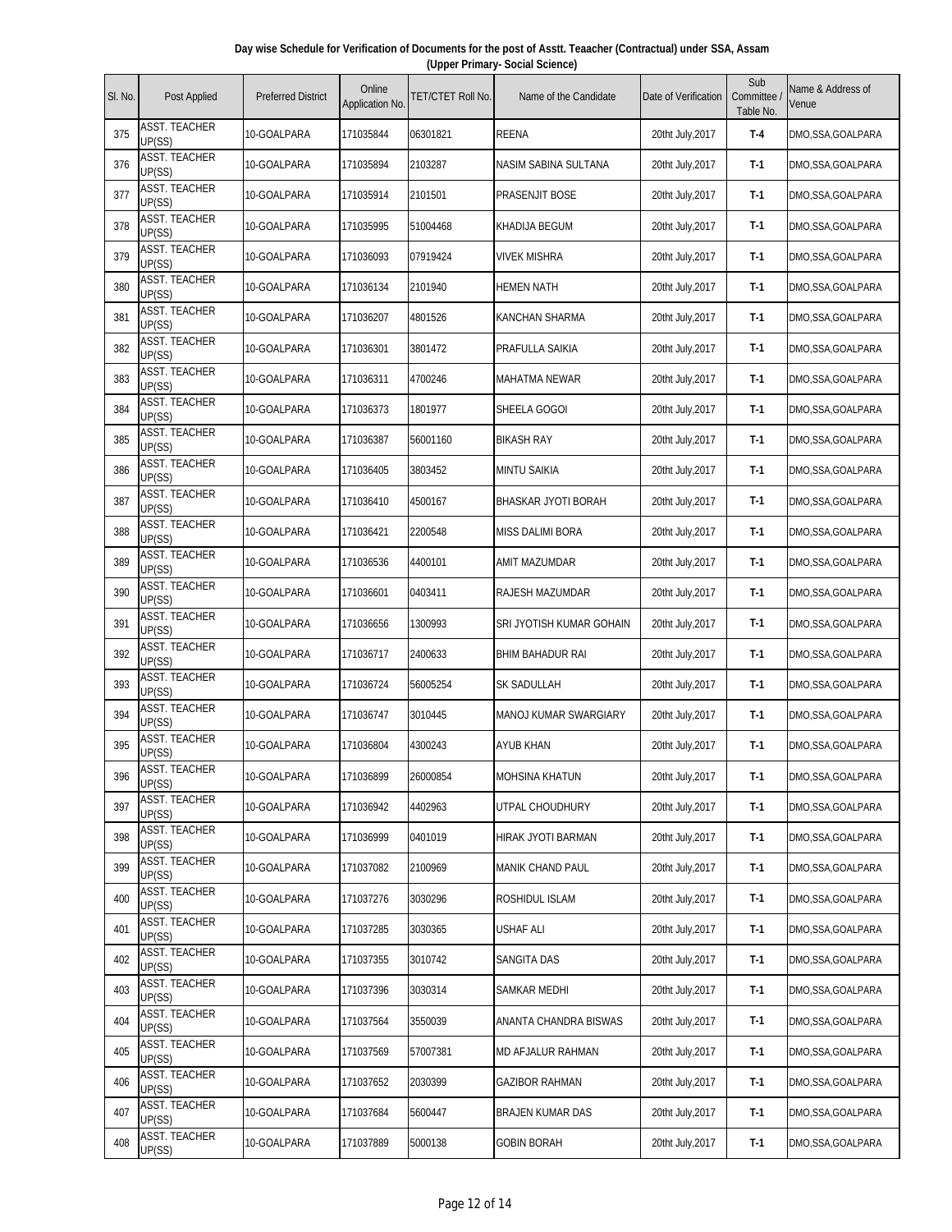**Day wise Schedule for Verification of Documents for the post of Asstt. Teaacher (Contractual) under SSA, Assam (Upper Primary- Social Science)**

| Sl. No. | Post Applied | Preferred District | Online Application No. | TET/CTET Roll No. | Name of the Candidate | Date of Verification | Sub Committee / Table No. | Name & Address of Venue |
|---|---|---|---|---|---|---|---|---|
| 375 | ASST. TEACHER UP(SS) | 10-GOALPARA | 171035844 | 06301821 | REENA | 20tht July,2017 | T-4 | DMO,SSA,GOALPARA |
| 376 | ASST. TEACHER UP(SS) | 10-GOALPARA | 171035894 | 2103287 | NASIM SABINA SULTANA | 20tht July,2017 | T-1 | DMO,SSA,GOALPARA |
| 377 | ASST. TEACHER UP(SS) | 10-GOALPARA | 171035914 | 2101501 | PRASENJIT BOSE | 20tht July,2017 | T-1 | DMO,SSA,GOALPARA |
| 378 | ASST. TEACHER UP(SS) | 10-GOALPARA | 171035995 | 51004468 | KHADIJA BEGUM | 20tht July,2017 | T-1 | DMO,SSA,GOALPARA |
| 379 | ASST. TEACHER UP(SS) | 10-GOALPARA | 171036093 | 07919424 | VIVEK MISHRA | 20tht July,2017 | T-1 | DMO,SSA,GOALPARA |
| 380 | ASST. TEACHER UP(SS) | 10-GOALPARA | 171036134 | 2101940 | HEMEN NATH | 20tht July,2017 | T-1 | DMO,SSA,GOALPARA |
| 381 | ASST. TEACHER UP(SS) | 10-GOALPARA | 171036207 | 4801526 | KANCHAN SHARMA | 20tht July,2017 | T-1 | DMO,SSA,GOALPARA |
| 382 | ASST. TEACHER UP(SS) | 10-GOALPARA | 171036301 | 3801472 | PRAFULLA SAIKIA | 20tht July,2017 | T-1 | DMO,SSA,GOALPARA |
| 383 | ASST. TEACHER UP(SS) | 10-GOALPARA | 171036311 | 4700246 | MAHATMA NEWAR | 20tht July,2017 | T-1 | DMO,SSA,GOALPARA |
| 384 | ASST. TEACHER UP(SS) | 10-GOALPARA | 171036373 | 1801977 | SHEELA GOGOI | 20tht July,2017 | T-1 | DMO,SSA,GOALPARA |
| 385 | ASST. TEACHER UP(SS) | 10-GOALPARA | 171036387 | 56001160 | BIKASH RAY | 20tht July,2017 | T-1 | DMO,SSA,GOALPARA |
| 386 | ASST. TEACHER UP(SS) | 10-GOALPARA | 171036405 | 3803452 | MINTU SAIKIA | 20tht July,2017 | T-1 | DMO,SSA,GOALPARA |
| 387 | ASST. TEACHER UP(SS) | 10-GOALPARA | 171036410 | 4500167 | BHASKAR JYOTI BORAH | 20tht July,2017 | T-1 | DMO,SSA,GOALPARA |
| 388 | ASST. TEACHER UP(SS) | 10-GOALPARA | 171036421 | 2200548 | MISS DALIMI BORA | 20tht July,2017 | T-1 | DMO,SSA,GOALPARA |
| 389 | ASST. TEACHER UP(SS) | 10-GOALPARA | 171036536 | 4400101 | AMIT MAZUMDAR | 20tht July,2017 | T-1 | DMO,SSA,GOALPARA |
| 390 | ASST. TEACHER UP(SS) | 10-GOALPARA | 171036601 | 0403411 | RAJESH MAZUMDAR | 20tht July,2017 | T-1 | DMO,SSA,GOALPARA |
| 391 | ASST. TEACHER UP(SS) | 10-GOALPARA | 171036656 | 1300993 | SRI JYOTISH KUMAR GOHAIN | 20tht July,2017 | T-1 | DMO,SSA,GOALPARA |
| 392 | ASST. TEACHER UP(SS) | 10-GOALPARA | 171036717 | 2400633 | BHIM BAHADUR RAI | 20tht July,2017 | T-1 | DMO,SSA,GOALPARA |
| 393 | ASST. TEACHER UP(SS) | 10-GOALPARA | 171036724 | 56005254 | SK SADULLAH | 20tht July,2017 | T-1 | DMO,SSA,GOALPARA |
| 394 | ASST. TEACHER UP(SS) | 10-GOALPARA | 171036747 | 3010445 | MANOJ KUMAR SWARGIARY | 20tht July,2017 | T-1 | DMO,SSA,GOALPARA |
| 395 | ASST. TEACHER UP(SS) | 10-GOALPARA | 171036804 | 4300243 | AYUB KHAN | 20tht July,2017 | T-1 | DMO,SSA,GOALPARA |
| 396 | ASST. TEACHER UP(SS) | 10-GOALPARA | 171036899 | 26000854 | MOHSINA KHATUN | 20tht July,2017 | T-1 | DMO,SSA,GOALPARA |
| 397 | ASST. TEACHER UP(SS) | 10-GOALPARA | 171036942 | 4402963 | UTPAL CHOUDHURY | 20tht July,2017 | T-1 | DMO,SSA,GOALPARA |
| 398 | ASST. TEACHER UP(SS) | 10-GOALPARA | 171036999 | 0401019 | HIRAK JYOTI BARMAN | 20tht July,2017 | T-1 | DMO,SSA,GOALPARA |
| 399 | ASST. TEACHER UP(SS) | 10-GOALPARA | 171037082 | 2100969 | MANIK CHAND PAUL | 20tht July,2017 | T-1 | DMO,SSA,GOALPARA |
| 400 | ASST. TEACHER UP(SS) | 10-GOALPARA | 171037276 | 3030296 | ROSHIDUL ISLAM | 20tht July,2017 | T-1 | DMO,SSA,GOALPARA |
| 401 | ASST. TEACHER UP(SS) | 10-GOALPARA | 171037285 | 3030365 | USHAF ALI | 20tht July,2017 | T-1 | DMO,SSA,GOALPARA |
| 402 | ASST. TEACHER UP(SS) | 10-GOALPARA | 171037355 | 3010742 | SANGITA DAS | 20tht July,2017 | T-1 | DMO,SSA,GOALPARA |
| 403 | ASST. TEACHER UP(SS) | 10-GOALPARA | 171037396 | 3030314 | SAMKAR MEDHI | 20tht July,2017 | T-1 | DMO,SSA,GOALPARA |
| 404 | ASST. TEACHER UP(SS) | 10-GOALPARA | 171037564 | 3550039 | ANANTA CHANDRA BISWAS | 20tht July,2017 | T-1 | DMO,SSA,GOALPARA |
| 405 | ASST. TEACHER UP(SS) | 10-GOALPARA | 171037569 | 57007381 | MD AFJALUR RAHMAN | 20tht July,2017 | T-1 | DMO,SSA,GOALPARA |
| 406 | ASST. TEACHER UP(SS) | 10-GOALPARA | 171037652 | 2030399 | GAZIBOR RAHMAN | 20tht July,2017 | T-1 | DMO,SSA,GOALPARA |
| 407 | ASST. TEACHER UP(SS) | 10-GOALPARA | 171037684 | 5600447 | BRAJEN KUMAR DAS | 20tht July,2017 | T-1 | DMO,SSA,GOALPARA |
| 408 | ASST. TEACHER UP(SS) | 10-GOALPARA | 171037889 | 5000138 | GOBIN BORAH | 20tht July,2017 | T-1 | DMO,SSA,GOALPARA |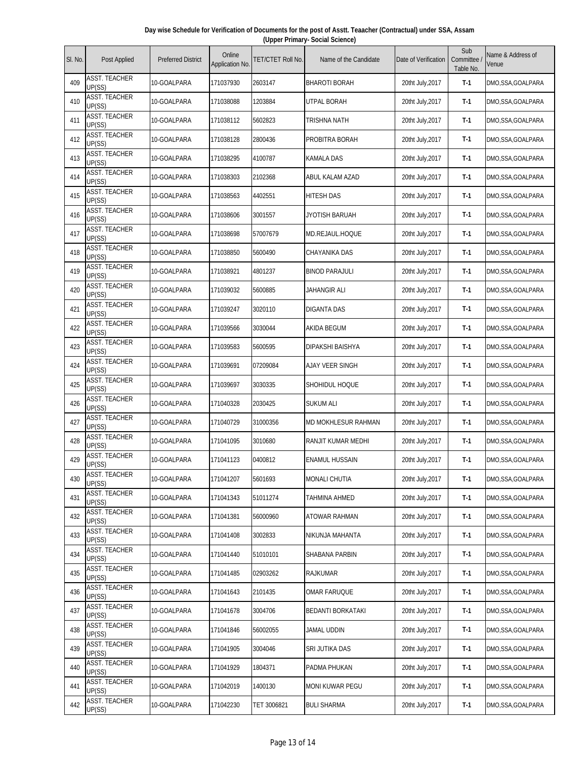**Day wise Schedule for Verification of Documents for the post of Asstt. Teaacher (Contractual) under SSA, Assam (Upper Primary- Social Science)**

| Sl. No. | Post Applied | Preferred District | Online Application No. | TET/CTET Roll No. | Name of the Candidate | Date of Verification | Sub Committee / Table No. | Name & Address of Venue |
|---|---|---|---|---|---|---|---|---|
| 409 | ASST. TEACHER UP(SS) | 10-GOALPARA | 171037930 | 2603147 | BHAROTI BORAH | 20tht July,2017 | T-1 | DMO,SSA,GOALPARA |
| 410 | ASST. TEACHER UP(SS) | 10-GOALPARA | 171038088 | 1203884 | UTPAL BORAH | 20tht July,2017 | T-1 | DMO,SSA,GOALPARA |
| 411 | ASST. TEACHER UP(SS) | 10-GOALPARA | 171038112 | 5602823 | TRISHNA NATH | 20tht July,2017 | T-1 | DMO,SSA,GOALPARA |
| 412 | ASST. TEACHER UP(SS) | 10-GOALPARA | 171038128 | 2800436 | PROBITRA BORAH | 20tht July,2017 | T-1 | DMO,SSA,GOALPARA |
| 413 | ASST. TEACHER UP(SS) | 10-GOALPARA | 171038295 | 4100787 | KAMALA DAS | 20tht July,2017 | T-1 | DMO,SSA,GOALPARA |
| 414 | ASST. TEACHER UP(SS) | 10-GOALPARA | 171038303 | 2102368 | ABUL KALAM AZAD | 20tht July,2017 | T-1 | DMO,SSA,GOALPARA |
| 415 | ASST. TEACHER UP(SS) | 10-GOALPARA | 171038563 | 4402551 | HITESH DAS | 20tht July,2017 | T-1 | DMO,SSA,GOALPARA |
| 416 | ASST. TEACHER UP(SS) | 10-GOALPARA | 171038606 | 3001557 | JYOTISH BARUAH | 20tht July,2017 | T-1 | DMO,SSA,GOALPARA |
| 417 | ASST. TEACHER UP(SS) | 10-GOALPARA | 171038698 | 57007679 | MD.REJAUL.HOQUE | 20tht July,2017 | T-1 | DMO,SSA,GOALPARA |
| 418 | ASST. TEACHER UP(SS) | 10-GOALPARA | 171038850 | 5600490 | CHAYANIKA DAS | 20tht July,2017 | T-1 | DMO,SSA,GOALPARA |
| 419 | ASST. TEACHER UP(SS) | 10-GOALPARA | 171038921 | 4801237 | BINOD PARAJULI | 20tht July,2017 | T-1 | DMO,SSA,GOALPARA |
| 420 | ASST. TEACHER UP(SS) | 10-GOALPARA | 171039032 | 5600885 | JAHANGIR ALI | 20tht July,2017 | T-1 | DMO,SSA,GOALPARA |
| 421 | ASST. TEACHER UP(SS) | 10-GOALPARA | 171039247 | 3020110 | DIGANTA DAS | 20tht July,2017 | T-1 | DMO,SSA,GOALPARA |
| 422 | ASST. TEACHER UP(SS) | 10-GOALPARA | 171039566 | 3030044 | AKIDA BEGUM | 20tht July,2017 | T-1 | DMO,SSA,GOALPARA |
| 423 | ASST. TEACHER UP(SS) | 10-GOALPARA | 171039583 | 5600595 | DIPAKSHI BAISHYA | 20tht July,2017 | T-1 | DMO,SSA,GOALPARA |
| 424 | ASST. TEACHER UP(SS) | 10-GOALPARA | 171039691 | 07209084 | AJAY VEER SINGH | 20tht July,2017 | T-1 | DMO,SSA,GOALPARA |
| 425 | ASST. TEACHER UP(SS) | 10-GOALPARA | 171039697 | 3030335 | SHOHIDUL HOQUE | 20tht July,2017 | T-1 | DMO,SSA,GOALPARA |
| 426 | ASST. TEACHER UP(SS) | 10-GOALPARA | 171040328 | 2030425 | SUKUM ALI | 20tht July,2017 | T-1 | DMO,SSA,GOALPARA |
| 427 | ASST. TEACHER UP(SS) | 10-GOALPARA | 171040729 | 31000356 | MD MOKHLESUR RAHMAN | 20tht July,2017 | T-1 | DMO,SSA,GOALPARA |
| 428 | ASST. TEACHER UP(SS) | 10-GOALPARA | 171041095 | 3010680 | RANJIT KUMAR MEDHI | 20tht July,2017 | T-1 | DMO,SSA,GOALPARA |
| 429 | ASST. TEACHER UP(SS) | 10-GOALPARA | 171041123 | 0400812 | ENAMUL HUSSAIN | 20tht July,2017 | T-1 | DMO,SSA,GOALPARA |
| 430 | ASST. TEACHER UP(SS) | 10-GOALPARA | 171041207 | 5601693 | MONALI CHUTIA | 20tht July,2017 | T-1 | DMO,SSA,GOALPARA |
| 431 | ASST. TEACHER UP(SS) | 10-GOALPARA | 171041343 | 51011274 | TAHMINA AHMED | 20tht July,2017 | T-1 | DMO,SSA,GOALPARA |
| 432 | ASST. TEACHER UP(SS) | 10-GOALPARA | 171041381 | 56000960 | ATOWAR RAHMAN | 20tht July,2017 | T-1 | DMO,SSA,GOALPARA |
| 433 | ASST. TEACHER UP(SS) | 10-GOALPARA | 171041408 | 3002833 | NIKUNJA MAHANTA | 20tht July,2017 | T-1 | DMO,SSA,GOALPARA |
| 434 | ASST. TEACHER UP(SS) | 10-GOALPARA | 171041440 | 51010101 | SHABANA PARBIN | 20tht July,2017 | T-1 | DMO,SSA,GOALPARA |
| 435 | ASST. TEACHER UP(SS) | 10-GOALPARA | 171041485 | 02903262 | RAJKUMAR | 20tht July,2017 | T-1 | DMO,SSA,GOALPARA |
| 436 | ASST. TEACHER UP(SS) | 10-GOALPARA | 171041643 | 2101435 | OMAR FARUQUE | 20tht July,2017 | T-1 | DMO,SSA,GOALPARA |
| 437 | ASST. TEACHER UP(SS) | 10-GOALPARA | 171041678 | 3004706 | BEDANTI BORKATAKI | 20tht July,2017 | T-1 | DMO,SSA,GOALPARA |
| 438 | ASST. TEACHER UP(SS) | 10-GOALPARA | 171041846 | 56002055 | JAMAL UDDIN | 20tht July,2017 | T-1 | DMO,SSA,GOALPARA |
| 439 | ASST. TEACHER UP(SS) | 10-GOALPARA | 171041905 | 3004046 | SRI JUTIKA DAS | 20tht July,2017 | T-1 | DMO,SSA,GOALPARA |
| 440 | ASST. TEACHER UP(SS) | 10-GOALPARA | 171041929 | 1804371 | PADMA PHUKAN | 20tht July,2017 | T-1 | DMO,SSA,GOALPARA |
| 441 | ASST. TEACHER UP(SS) | 10-GOALPARA | 171042019 | 1400130 | MONI KUWAR PEGU | 20tht July,2017 | T-1 | DMO,SSA,GOALPARA |
| 442 | ASST. TEACHER UP(SS) | 10-GOALPARA | 171042230 | TET 3006821 | BULI SHARMA | 20tht July,2017 | T-1 | DMO,SSA,GOALPARA |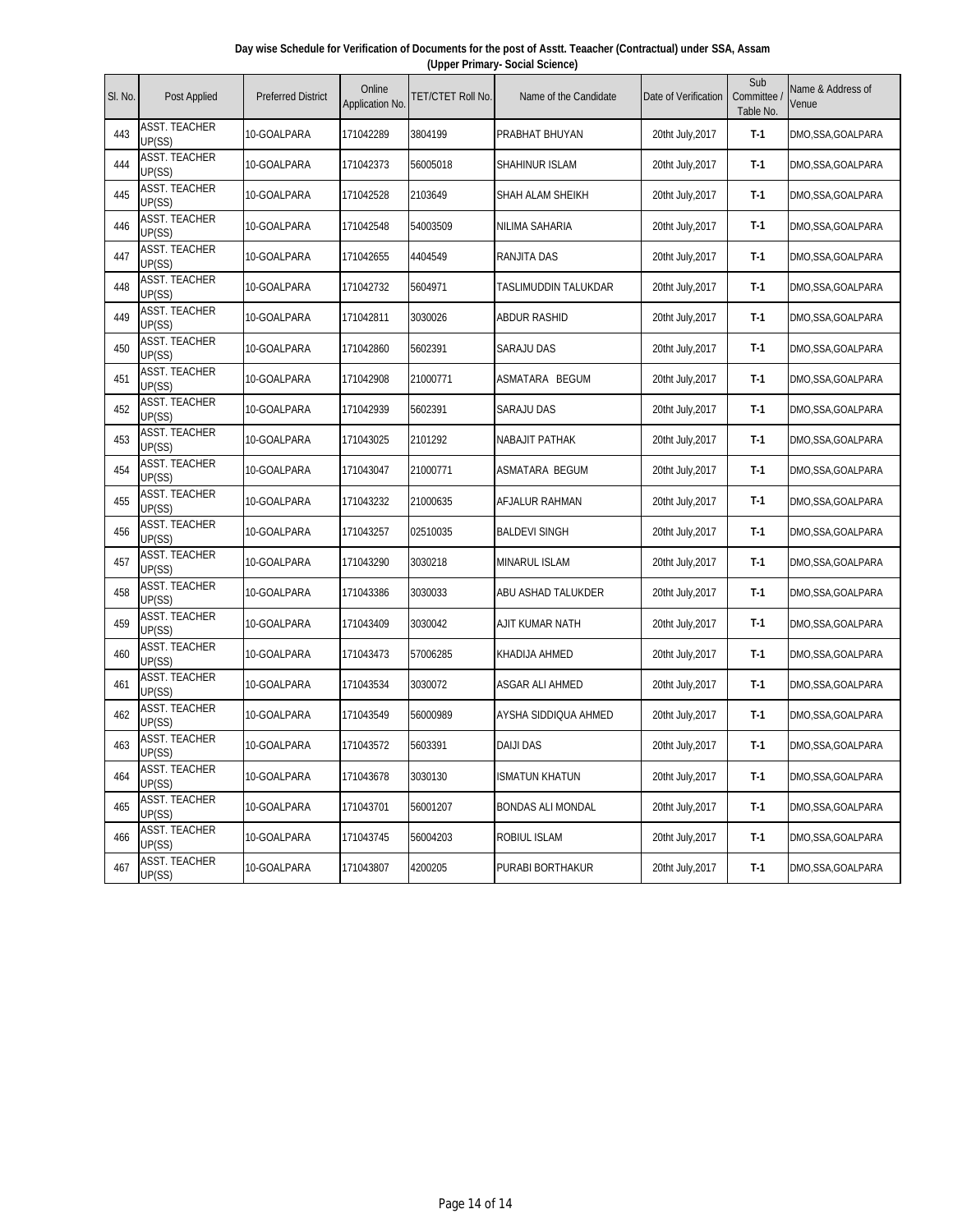**Day wise Schedule for Verification of Documents for the post of Asstt. Teaacher (Contractual) under SSA, Assam (Upper Primary- Social Science)**

| Sl. No. | Post Applied | Preferred District | Online Application No. | TET/CTET Roll No. | Name of the Candidate | Date of Verification | Sub Committee / Table No. | Name & Address of Venue |
|---|---|---|---|---|---|---|---|---|
| 443 | ASST. TEACHER UP(SS) | 10-GOALPARA | 171042289 | 3804199 | PRABHAT BHUYAN | 20tht July,2017 | T-1 | DMO,SSA,GOALPARA |
| 444 | ASST. TEACHER UP(SS) | 10-GOALPARA | 171042373 | 56005018 | SHAHINUR ISLAM | 20tht July,2017 | T-1 | DMO,SSA,GOALPARA |
| 445 | ASST. TEACHER UP(SS) | 10-GOALPARA | 171042528 | 2103649 | SHAH ALAM SHEIKH | 20tht July,2017 | T-1 | DMO,SSA,GOALPARA |
| 446 | ASST. TEACHER UP(SS) | 10-GOALPARA | 171042548 | 54003509 | NILIMA SAHARIA | 20tht July,2017 | T-1 | DMO,SSA,GOALPARA |
| 447 | ASST. TEACHER UP(SS) | 10-GOALPARA | 171042655 | 4404549 | RANJITA DAS | 20tht July,2017 | T-1 | DMO,SSA,GOALPARA |
| 448 | ASST. TEACHER UP(SS) | 10-GOALPARA | 171042732 | 5604971 | TASLIMUDDIN TALUKDAR | 20tht July,2017 | T-1 | DMO,SSA,GOALPARA |
| 449 | ASST. TEACHER UP(SS) | 10-GOALPARA | 171042811 | 3030026 | ABDUR RASHID | 20tht July,2017 | T-1 | DMO,SSA,GOALPARA |
| 450 | ASST. TEACHER UP(SS) | 10-GOALPARA | 171042860 | 5602391 | SARAJU DAS | 20tht July,2017 | T-1 | DMO,SSA,GOALPARA |
| 451 | ASST. TEACHER UP(SS) | 10-GOALPARA | 171042908 | 21000771 | ASMATARA BEGUM | 20tht July,2017 | T-1 | DMO,SSA,GOALPARA |
| 452 | ASST. TEACHER UP(SS) | 10-GOALPARA | 171042939 | 5602391 | SARAJU DAS | 20tht July,2017 | T-1 | DMO,SSA,GOALPARA |
| 453 | ASST. TEACHER UP(SS) | 10-GOALPARA | 171043025 | 2101292 | NABAJIT PATHAK | 20tht July,2017 | T-1 | DMO,SSA,GOALPARA |
| 454 | ASST. TEACHER UP(SS) | 10-GOALPARA | 171043047 | 21000771 | ASMATARA BEGUM | 20tht July,2017 | T-1 | DMO,SSA,GOALPARA |
| 455 | ASST. TEACHER UP(SS) | 10-GOALPARA | 171043232 | 21000635 | AFJALUR RAHMAN | 20tht July,2017 | T-1 | DMO,SSA,GOALPARA |
| 456 | ASST. TEACHER UP(SS) | 10-GOALPARA | 171043257 | 02510035 | BALDEVI SINGH | 20tht July,2017 | T-1 | DMO,SSA,GOALPARA |
| 457 | ASST. TEACHER UP(SS) | 10-GOALPARA | 171043290 | 3030218 | MINARUL ISLAM | 20tht July,2017 | T-1 | DMO,SSA,GOALPARA |
| 458 | ASST. TEACHER UP(SS) | 10-GOALPARA | 171043386 | 3030033 | ABU ASHAD TALUKDER | 20tht July,2017 | T-1 | DMO,SSA,GOALPARA |
| 459 | ASST. TEACHER UP(SS) | 10-GOALPARA | 171043409 | 3030042 | AJIT KUMAR NATH | 20tht July,2017 | T-1 | DMO,SSA,GOALPARA |
| 460 | ASST. TEACHER UP(SS) | 10-GOALPARA | 171043473 | 57006285 | KHADIJA AHMED | 20tht July,2017 | T-1 | DMO,SSA,GOALPARA |
| 461 | ASST. TEACHER UP(SS) | 10-GOALPARA | 171043534 | 3030072 | ASGAR ALI AHMED | 20tht July,2017 | T-1 | DMO,SSA,GOALPARA |
| 462 | ASST. TEACHER UP(SS) | 10-GOALPARA | 171043549 | 56000989 | AYSHA SIDDIQUA AHMED | 20tht July,2017 | T-1 | DMO,SSA,GOALPARA |
| 463 | ASST. TEACHER UP(SS) | 10-GOALPARA | 171043572 | 5603391 | DAIJI DAS | 20tht July,2017 | T-1 | DMO,SSA,GOALPARA |
| 464 | ASST. TEACHER UP(SS) | 10-GOALPARA | 171043678 | 3030130 | ISMATUN KHATUN | 20tht July,2017 | T-1 | DMO,SSA,GOALPARA |
| 465 | ASST. TEACHER UP(SS) | 10-GOALPARA | 171043701 | 56001207 | BONDAS ALI MONDAL | 20tht July,2017 | T-1 | DMO,SSA,GOALPARA |
| 466 | ASST. TEACHER UP(SS) | 10-GOALPARA | 171043745 | 56004203 | ROBIUL ISLAM | 20tht July,2017 | T-1 | DMO,SSA,GOALPARA |
| 467 | ASST. TEACHER UP(SS) | 10-GOALPARA | 171043807 | 4200205 | PURABI BORTHAKUR | 20tht July,2017 | T-1 | DMO,SSA,GOALPARA |